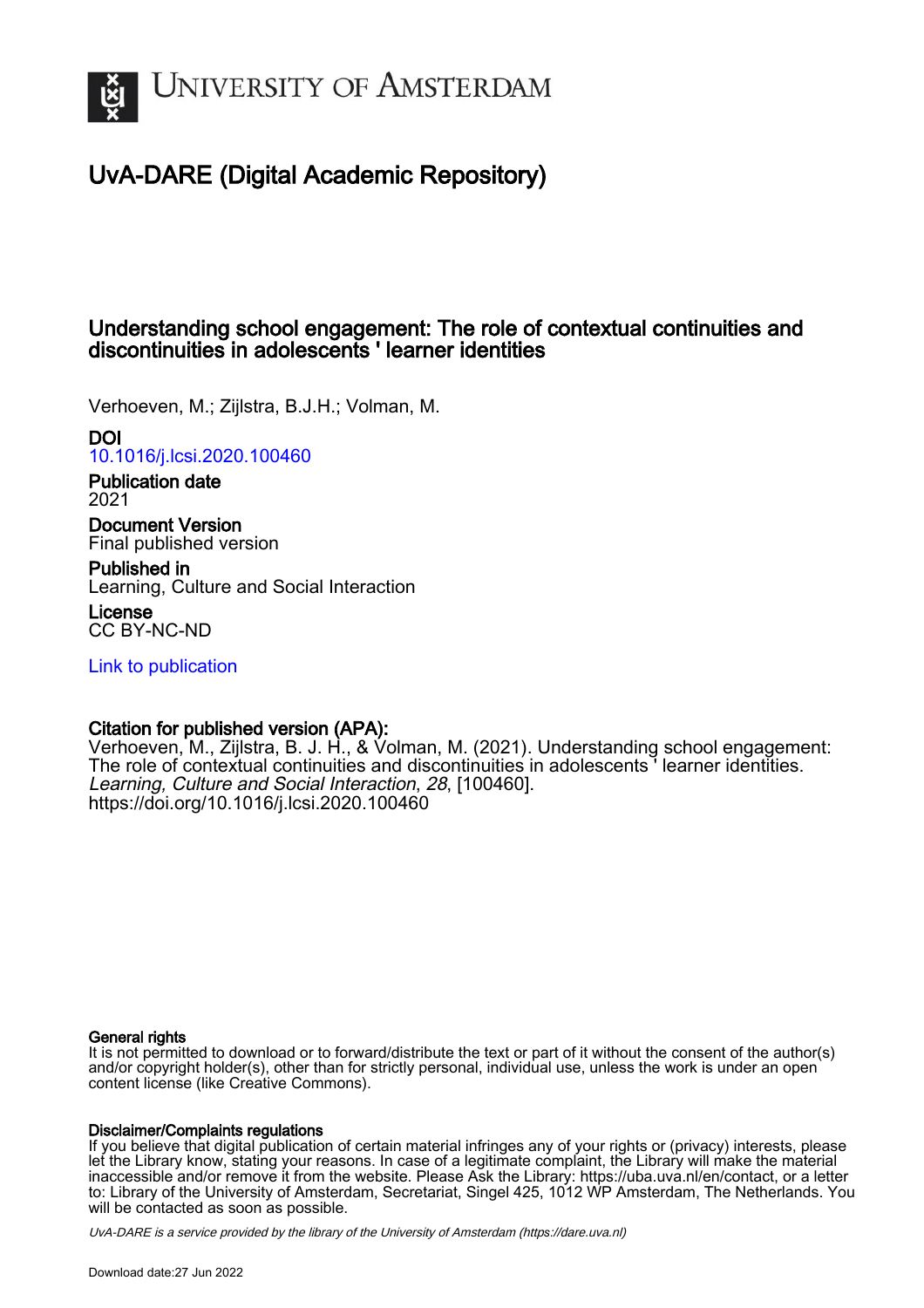# UNIVERSITY OF AMSTERDAM

## UvA-DARE (Digital Academic Repository)

### Understanding school engagement: The role of contextual continuities and discontinuities in adolescents ' learner identities

Verhoeven, M.; Zijlstra, B.J.H.; Volman, M.

**DOI**
10.1016/j.lcsi.2020.100460

**Publication date**
2021

**Document Version**
Final published version

**Published in**
Learning, Culture and Social Interaction

**License**
CC BY-NC-ND

Link to publication

**Citation for published version (APA):**
Verhoeven, M., Zijlstra, B. J. H., & Volman, M. (2021). Understanding school engagement: The role of contextual continuities and discontinuities in adolescents ' learner identities. *Learning, Culture and Social Interaction*, *28*, [100460]. https://doi.org/10.1016/j.lcsi.2020.100460

**General rights**
It is not permitted to download or to forward/distribute the text or part of it without the consent of the author(s) and/or copyright holder(s), other than for strictly personal, individual use, unless the work is under an open content license (like Creative Commons).

**Disclaimer/Complaints regulations**
If you believe that digital publication of certain material infringes any of your rights or (privacy) interests, please let the Library know, stating your reasons. In case of a legitimate complaint, the Library will make the material inaccessible and/or remove it from the website. Please Ask the Library: https://uba.uva.nl/en/contact, or a letter to: Library of the University of Amsterdam, Secretariat, Singel 425, 1012 WP Amsterdam, The Netherlands. You will be contacted as soon as possible.

*UvA-DARE is a service provided by the library of the University of Amsterdam (https://dare.uva.nl)*

Download date:27 Jun 2022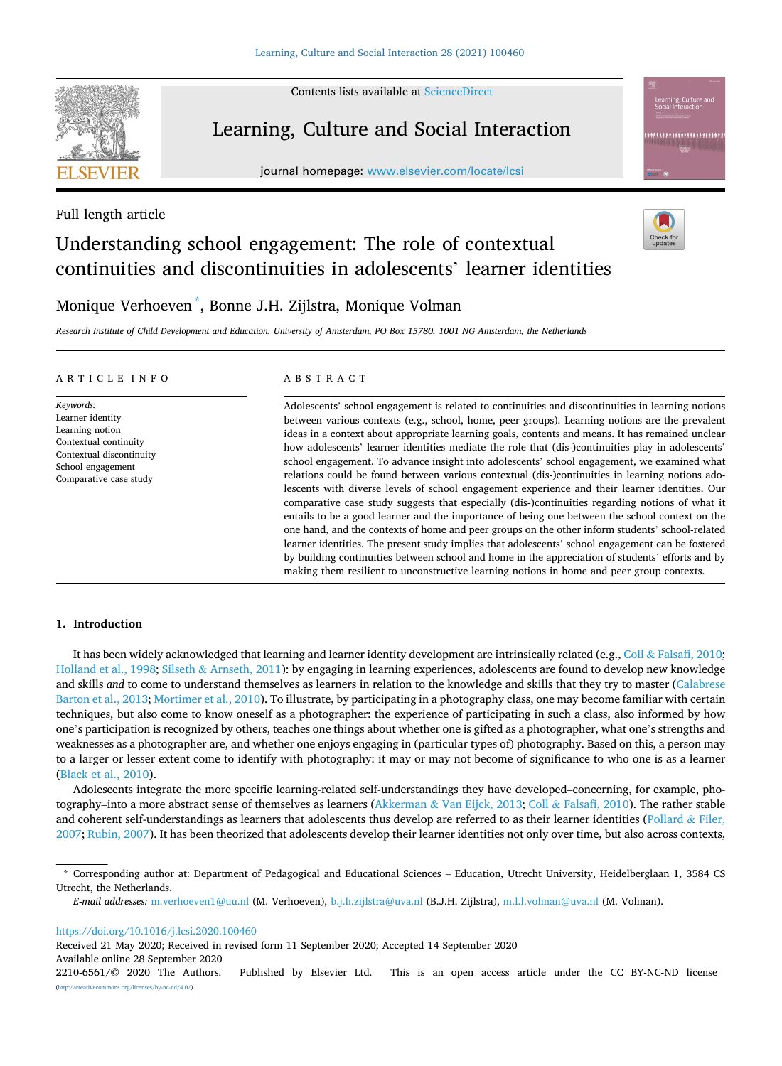Full length article

# Understanding school engagement: The role of contextual continuities and discontinuities in adolescents' learner identities

Monique Verhoeven *, Bonne J.H. Zijlstra, Monique Volman

*Research Institute of Child Development and Education, University of Amsterdam, PO Box 15780, 1001 NG Amsterdam, the Netherlands*

## ARTICLE INFO

*Keywords:*
Learner identity
Learning notion
Contextual continuity
Contextual discontinuity
School engagement
Comparative case study

## ABSTRACT

Adolescents' school engagement is related to continuities and discontinuities in learning notions between various contexts (e.g., school, home, peer groups). Learning notions are the prevalent ideas in a context about appropriate learning goals, contents and means. It has remained unclear how adolescents' learner identities mediate the role that (dis-)continuities play in adolescents' school engagement. To advance insight into adolescents' school engagement, we examined what relations could be found between various contextual (dis-)continuities in learning notions adolescents with diverse levels of school engagement experience and their learner identities. Our comparative case study suggests that especially (dis-)continuities regarding notions of what it entails to be a good learner and the importance of being one between the school context on the one hand, and the contexts of home and peer groups on the other inform students' school-related learner identities. The present study implies that adolescents' school engagement can be fostered by building continuities between school and home in the appreciation of students' efforts and by making them resilient to unconstructive learning notions in home and peer group contexts.

## 1. Introduction

It has been widely acknowledged that learning and learner identity development are intrinsically related (e.g., Coll & Falsafi, 2010; Holland et al., 1998; Silseth & Arnseth, 2011): by engaging in learning experiences, adolescents are found to develop new knowledge and skills *and* to come to understand themselves as learners in relation to the knowledge and skills that they try to master (Calabrese Barton et al., 2013; Mortimer et al., 2010). To illustrate, by participating in a photography class, one may become familiar with certain techniques, but also come to know oneself as a photographer: the experience of participating in such a class, also informed by how one's participation is recognized by others, teaches one things about whether one is gifted as a photographer, what one's strengths and weaknesses as a photographer are, and whether one enjoys engaging in (particular types of) photography. Based on this, a person may to a larger or lesser extent come to identify with photography: it may or may not become of significance to who one is as a learner (Black et al., 2010).

Adolescents integrate the more specific learning-related self-understandings they have developed–concerning, for example, photography–into a more abstract sense of themselves as learners (Akkerman & Van Eijck, 2013; Coll & Falsafi, 2010). The rather stable and coherent self-understandings as learners that adolescents thus develop are referred to as their learner identities (Pollard & Filer, 2007; Rubin, 2007). It has been theorized that adolescents develop their learner identities not only over time, but also across contexts,

* Corresponding author at: Department of Pedagogical and Educational Sciences – Education, Utrecht University, Heidelberglaan 1, 3584 CS Utrecht, the Netherlands.

*E-mail addresses:* m.verhoeven1@uu.nl (M. Verhoeven), b.j.h.zijlstra@uva.nl (B.J.H. Zijlstra), m.l.l.volman@uva.nl (M. Volman).

https://doi.org/10.1016/j.lcsi.2020.100460
Received 21 May 2020; Received in revised form 11 September 2020; Accepted 14 September 2020
Available online 28 September 2020
2210-6561/© 2020 The Authors. Published by Elsevier Ltd. This is an open access article under the CC BY-NC-ND license (http://creativecommons.org/licenses/by-nc-nd/4.0/).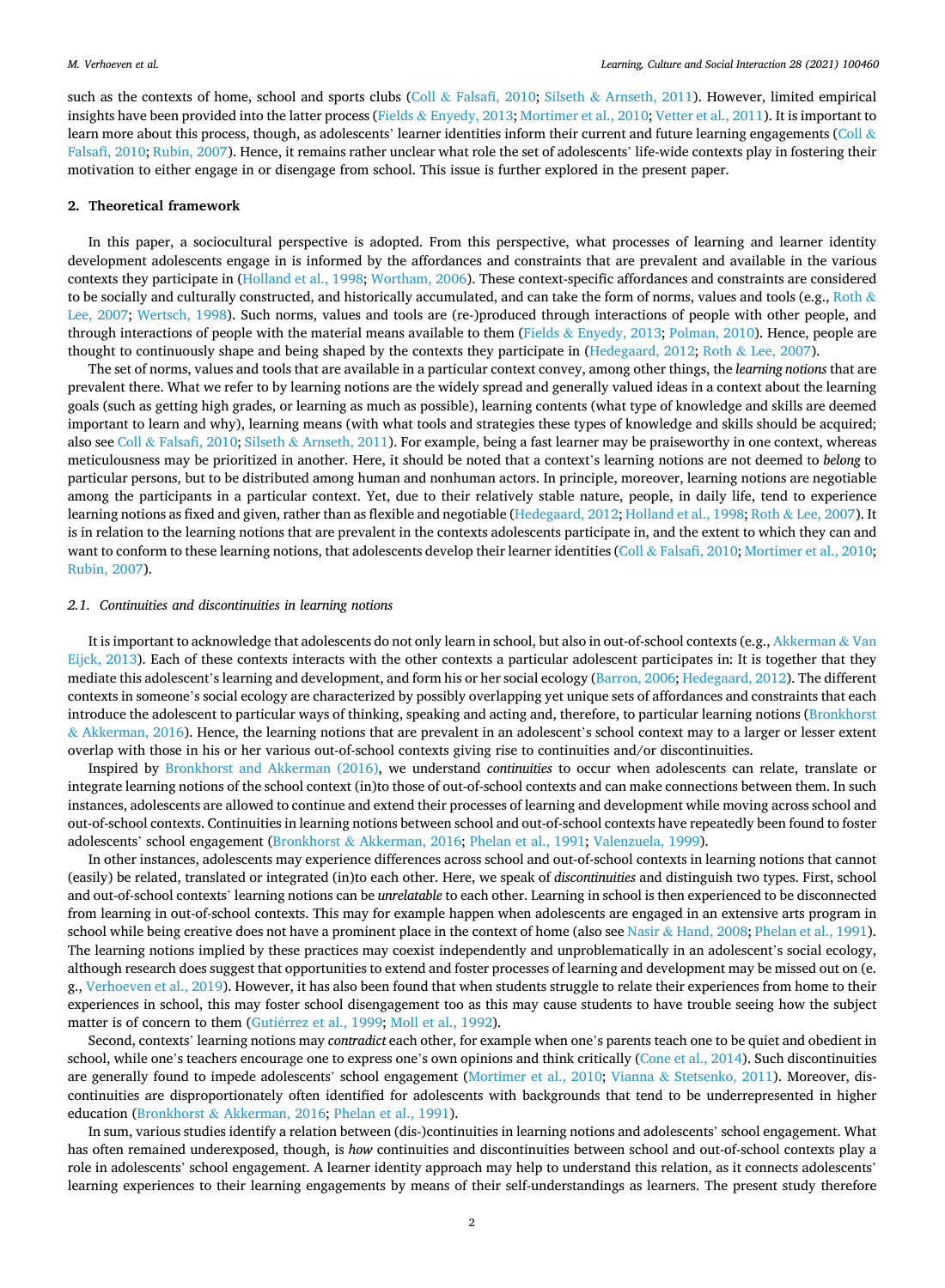such as the contexts of home, school and sports clubs (Coll & Falsafi, 2010; Silseth & Arnseth, 2011). However, limited empirical insights have been provided into the latter process (Fields & Enyedy, 2013; Mortimer et al., 2010; Vetter et al., 2011). It is important to learn more about this process, though, as adolescents' learner identities inform their current and future learning engagements (Coll & Falsafi, 2010; Rubin, 2007). Hence, it remains rather unclear what role the set of adolescents' life-wide contexts play in fostering their motivation to either engage in or disengage from school. This issue is further explored in the present paper.

## 2. Theoretical framework

In this paper, a sociocultural perspective is adopted. From this perspective, what processes of learning and learner identity development adolescents engage in is informed by the affordances and constraints that are prevalent and available in the various contexts they participate in (Holland et al., 1998; Wortham, 2006). These context-specific affordances and constraints are considered to be socially and culturally constructed, and historically accumulated, and can take the form of norms, values and tools (e.g., Roth & Lee, 2007; Wertsch, 1998). Such norms, values and tools are (re-)produced through interactions of people with other people, and through interactions of people with the material means available to them (Fields & Enyedy, 2013; Polman, 2010). Hence, people are thought to continuously shape and being shaped by the contexts they participate in (Hedegaard, 2012; Roth & Lee, 2007).

The set of norms, values and tools that are available in a particular context convey, among other things, the *learning notions* that are prevalent there. What we refer to by learning notions are the widely spread and generally valued ideas in a context about the learning goals (such as getting high grades, or learning as much as possible), learning contents (what type of knowledge and skills are deemed important to learn and why), learning means (with what tools and strategies these types of knowledge and skills should be acquired; also see Coll & Falsafi, 2010; Silseth & Arnseth, 2011). For example, being a fast learner may be praiseworthy in one context, whereas meticulousness may be prioritized in another. Here, it should be noted that a context's learning notions are not deemed to *belong* to particular persons, but to be distributed among human and nonhuman actors. In principle, moreover, learning notions are negotiable among the participants in a particular context. Yet, due to their relatively stable nature, people, in daily life, tend to experience learning notions as fixed and given, rather than as flexible and negotiable (Hedegaard, 2012; Holland et al., 1998; Roth & Lee, 2007). It is in relation to the learning notions that are prevalent in the contexts adolescents participate in, and the extent to which they can and want to conform to these learning notions, that adolescents develop their learner identities (Coll & Falsafi, 2010; Mortimer et al., 2010; Rubin, 2007).

### 2.1. Continuities and discontinuities in learning notions

It is important to acknowledge that adolescents do not only learn in school, but also in out-of-school contexts (e.g., Akkerman & Van Eijck, 2013). Each of these contexts interacts with the other contexts a particular adolescent participates in: It is together that they mediate this adolescent's learning and development, and form his or her social ecology (Barron, 2006; Hedegaard, 2012). The different contexts in someone's social ecology are characterized by possibly overlapping yet unique sets of affordances and constraints that each introduce the adolescent to particular ways of thinking, speaking and acting and, therefore, to particular learning notions (Bronkhorst & Akkerman, 2016). Hence, the learning notions that are prevalent in an adolescent's school context may to a larger or lesser extent overlap with those in his or her various out-of-school contexts giving rise to continuities and/or discontinuities.

Inspired by Bronkhorst and Akkerman (2016), we understand *continuities* to occur when adolescents can relate, translate or integrate learning notions of the school context (in)to those of out-of-school contexts and can make connections between them. In such instances, adolescents are allowed to continue and extend their processes of learning and development while moving across school and out-of-school contexts. Continuities in learning notions between school and out-of-school contexts have repeatedly been found to foster adolescents' school engagement (Bronkhorst & Akkerman, 2016; Phelan et al., 1991; Valenzuela, 1999).

In other instances, adolescents may experience differences across school and out-of-school contexts in learning notions that cannot (easily) be related, translated or integrated (in)to each other. Here, we speak of *discontinuities* and distinguish two types. First, school and out-of-school contexts' learning notions can be *unrelatable* to each other. Learning in school is then experienced to be disconnected from learning in out-of-school contexts. This may for example happen when adolescents are engaged in an extensive arts program in school while being creative does not have a prominent place in the context of home (also see Nasir & Hand, 2008; Phelan et al., 1991). The learning notions implied by these practices may coexist independently and unproblematically in an adolescent's social ecology, although research does suggest that opportunities to extend and foster processes of learning and development may be missed out on (e.g., Verhoeven et al., 2019). However, it has also been found that when students struggle to relate their experiences from home to their experiences in school, this may foster school disengagement too as this may cause students to have trouble seeing how the subject matter is of concern to them (Gutiérrez et al., 1999; Moll et al., 1992).

Second, contexts' learning notions may *contradict* each other, for example when one's parents teach one to be quiet and obedient in school, while one's teachers encourage one to express one's own opinions and think critically (Cone et al., 2014). Such discontinuities are generally found to impede adolescents' school engagement (Mortimer et al., 2010; Vianna & Stetsenko, 2011). Moreover, discontinuities are disproportionately often identified for adolescents with backgrounds that tend to be underrepresented in higher education (Bronkhorst & Akkerman, 2016; Phelan et al., 1991).

In sum, various studies identify a relation between (dis-)continuities in learning notions and adolescents' school engagement. What has often remained underexposed, though, is *how* continuities and discontinuities between school and out-of-school contexts play a role in adolescents' school engagement. A learner identity approach may help to understand this relation, as it connects adolescents' learning experiences to their learning engagements by means of their self-understandings as learners. The present study therefore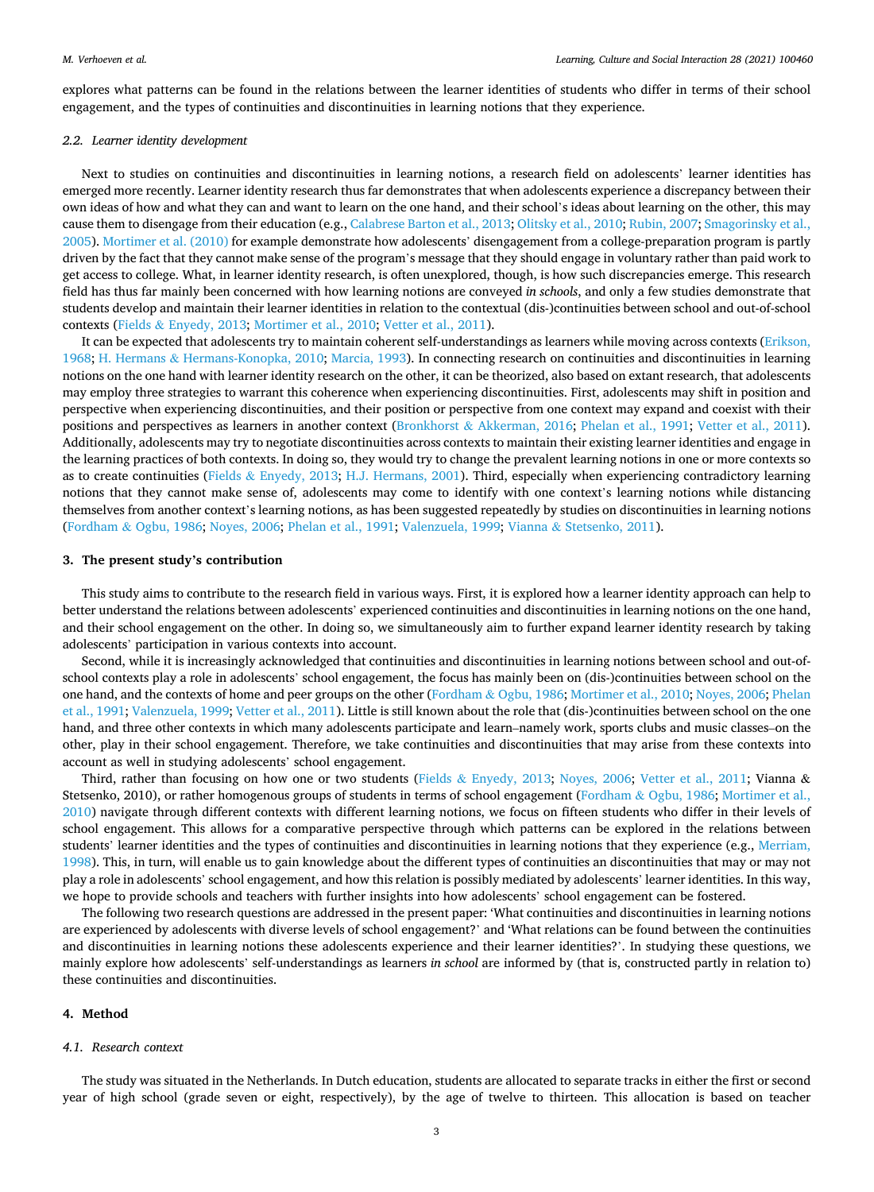explores what patterns can be found in the relations between the learner identities of students who differ in terms of their school engagement, and the types of continuities and discontinuities in learning notions that they experience.

### 2.2. Learner identity development

Next to studies on continuities and discontinuities in learning notions, a research field on adolescents' learner identities has emerged more recently. Learner identity research thus far demonstrates that when adolescents experience a discrepancy between their own ideas of how and what they can and want to learn on the one hand, and their school's ideas about learning on the other, this may cause them to disengage from their education (e.g., Calabrese Barton et al., 2013; Olitsky et al., 2010; Rubin, 2007; Smagorinsky et al., 2005). Mortimer et al. (2010) for example demonstrate how adolescents' disengagement from a college-preparation program is partly driven by the fact that they cannot make sense of the program's message that they should engage in voluntary rather than paid work to get access to college. What, in learner identity research, is often unexplored, though, is how such discrepancies emerge. This research field has thus far mainly been concerned with how learning notions are conveyed *in schools*, and only a few studies demonstrate that students develop and maintain their learner identities in relation to the contextual (dis-)continuities between school and out-of-school contexts (Fields & Enyedy, 2013; Mortimer et al., 2010; Vetter et al., 2011).

It can be expected that adolescents try to maintain coherent self-understandings as learners while moving across contexts (Erikson, 1968; H. Hermans & Hermans-Konopka, 2010; Marcia, 1993). In connecting research on continuities and discontinuities in learning notions on the one hand with learner identity research on the other, it can be theorized, also based on extant research, that adolescents may employ three strategies to warrant this coherence when experiencing discontinuities. First, adolescents may shift in position and perspective when experiencing discontinuities, and their position or perspective from one context may expand and coexist with their positions and perspectives as learners in another context (Bronkhorst & Akkerman, 2016; Phelan et al., 1991; Vetter et al., 2011). Additionally, adolescents may try to negotiate discontinuities across contexts to maintain their existing learner identities and engage in the learning practices of both contexts. In doing so, they would try to change the prevalent learning notions in one or more contexts so as to create continuities (Fields & Enyedy, 2013; H.J. Hermans, 2001). Third, especially when experiencing contradictory learning notions that they cannot make sense of, adolescents may come to identify with one context's learning notions while distancing themselves from another context's learning notions, as has been suggested repeatedly by studies on discontinuities in learning notions (Fordham & Ogbu, 1986; Noyes, 2006; Phelan et al., 1991; Valenzuela, 1999; Vianna & Stetsenko, 2011).

## 3. The present study's contribution

This study aims to contribute to the research field in various ways. First, it is explored how a learner identity approach can help to better understand the relations between adolescents' experienced continuities and discontinuities in learning notions on the one hand, and their school engagement on the other. In doing so, we simultaneously aim to further expand learner identity research by taking adolescents' participation in various contexts into account.

Second, while it is increasingly acknowledged that continuities and discontinuities in learning notions between school and out-of-school contexts play a role in adolescents' school engagement, the focus has mainly been on (dis-)continuities between school on the one hand, and the contexts of home and peer groups on the other (Fordham & Ogbu, 1986; Mortimer et al., 2010; Noyes, 2006; Phelan et al., 1991; Valenzuela, 1999; Vetter et al., 2011). Little is still known about the role that (dis-)continuities between school on the one hand, and three other contexts in which many adolescents participate and learn–namely work, sports clubs and music classes–on the other, play in their school engagement. Therefore, we take continuities and discontinuities that may arise from these contexts into account as well in studying adolescents' school engagement.

Third, rather than focusing on how one or two students (Fields & Enyedy, 2013; Noyes, 2006; Vetter et al., 2011; Vianna & Stetsenko, 2010), or rather homogenous groups of students in terms of school engagement (Fordham & Ogbu, 1986; Mortimer et al., 2010) navigate through different contexts with different learning notions, we focus on fifteen students who differ in their levels of school engagement. This allows for a comparative perspective through which patterns can be explored in the relations between students' learner identities and the types of continuities and discontinuities in learning notions that they experience (e.g., Merriam, 1998). This, in turn, will enable us to gain knowledge about the different types of continuities an discontinuities that may or may not play a role in adolescents' school engagement, and how this relation is possibly mediated by adolescents' learner identities. In this way, we hope to provide schools and teachers with further insights into how adolescents' school engagement can be fostered.

The following two research questions are addressed in the present paper: 'What continuities and discontinuities in learning notions are experienced by adolescents with diverse levels of school engagement?' and 'What relations can be found between the continuities and discontinuities in learning notions these adolescents experience and their learner identities?'. In studying these questions, we mainly explore how adolescents' self-understandings as learners *in school* are informed by (that is, constructed partly in relation to) these continuities and discontinuities.

## 4. Method

### 4.1. Research context

The study was situated in the Netherlands. In Dutch education, students are allocated to separate tracks in either the first or second year of high school (grade seven or eight, respectively), by the age of twelve to thirteen. This allocation is based on teacher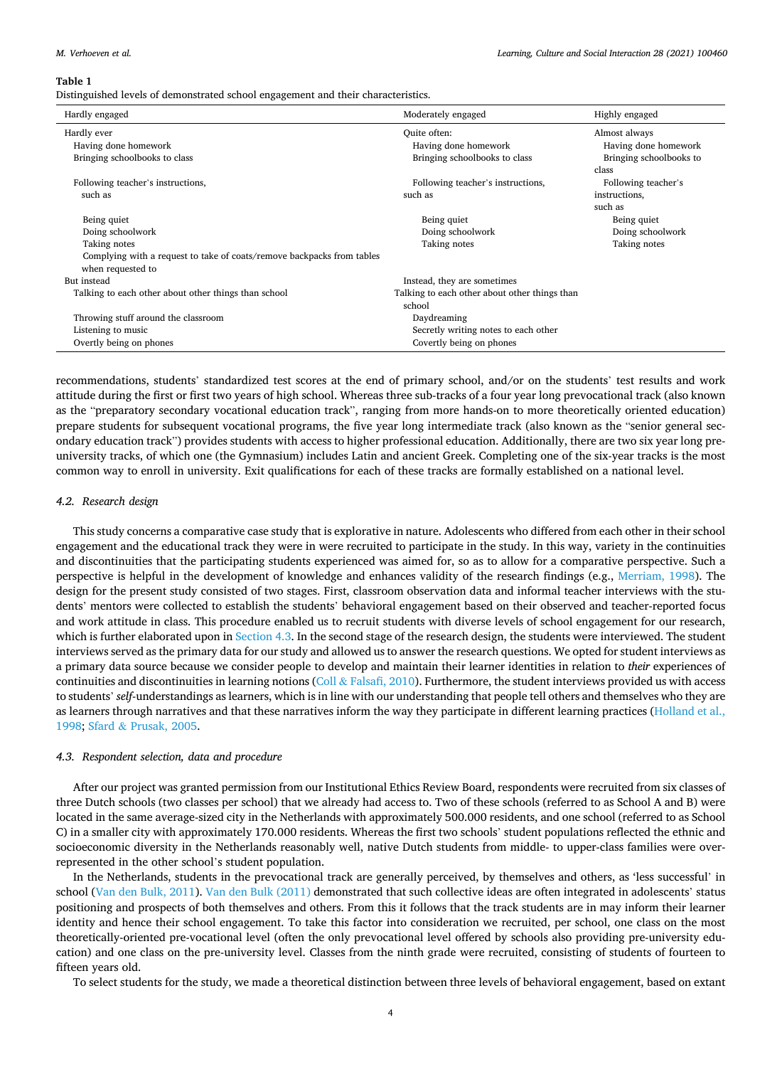**Table 1**
Distinguished levels of demonstrated school engagement and their characteristics.

| Hardly engaged | Moderately engaged | Highly engaged |
|---|---|---|
| Hardly ever | Quite often: | Almost always |
| Having done homework | Having done homework | Having done homework |
| Bringing schoolbooks to class | Bringing schoolbooks to class | Bringing schoolbooks to class |
| Following teacher's instructions, such as | Following teacher's instructions, such as | Following teacher's instructions, such as |
| Being quiet | Being quiet | Being quiet |
| Doing schoolwork | Doing schoolwork | Doing schoolwork |
| Taking notes | Taking notes | Taking notes |
| Complying with a request to take of coats/remove backpacks from tables when requested to | | |
| But instead | Instead, they are sometimes | |
| Talking to each other about other things than school | Talking to each other about other things than school | |
| Throwing stuff around the classroom | Daydreaming | |
| Listening to music | Secretly writing notes to each other | |
| Overtly being on phones | Covertly being on phones | |

recommendations, students' standardized test scores at the end of primary school, and/or on the students' test results and work attitude during the first or first two years of high school. Whereas three sub-tracks of a four year long prevocational track (also known as the "preparatory secondary vocational education track", ranging from more hands-on to more theoretically oriented education) prepare students for subsequent vocational programs, the five year long intermediate track (also known as the "senior general secondary education track") provides students with access to higher professional education. Additionally, there are two six year long pre-university tracks, of which one (the Gymnasium) includes Latin and ancient Greek. Completing one of the six-year tracks is the most common way to enroll in university. Exit qualifications for each of these tracks are formally established on a national level.

### 4.2. Research design

This study concerns a comparative case study that is explorative in nature. Adolescents who differed from each other in their school engagement and the educational track they were in were recruited to participate in the study. In this way, variety in the continuities and discontinuities that the participating students experienced was aimed for, so as to allow for a comparative perspective. Such a perspective is helpful in the development of knowledge and enhances validity of the research findings (e.g., Merriam, 1998). The design for the present study consisted of two stages. First, classroom observation data and informal teacher interviews with the students' mentors were collected to establish the students' behavioral engagement based on their observed and teacher-reported focus and work attitude in class. This procedure enabled us to recruit students with diverse levels of school engagement for our research, which is further elaborated upon in Section 4.3. In the second stage of the research design, the students were interviewed. The student interviews served as the primary data for our study and allowed us to answer the research questions. We opted for student interviews as a primary data source because we consider people to develop and maintain their learner identities in relation to *their* experiences of continuities and discontinuities in learning notions (Coll & Falsafi, 2010). Furthermore, the student interviews provided us with access to students' *self*-understandings as learners, which is in line with our understanding that people tell others and themselves who they are as learners through narratives and that these narratives inform the way they participate in different learning practices (Holland et al., 1998; Sfard & Prusak, 2005.

### 4.3. Respondent selection, data and procedure

After our project was granted permission from our Institutional Ethics Review Board, respondents were recruited from six classes of three Dutch schools (two classes per school) that we already had access to. Two of these schools (referred to as School A and B) were located in the same average-sized city in the Netherlands with approximately 500.000 residents, and one school (referred to as School C) in a smaller city with approximately 170.000 residents. Whereas the first two schools' student populations reflected the ethnic and socioeconomic diversity in the Netherlands reasonably well, native Dutch students from middle- to upper-class families were over-represented in the other school's student population.

In the Netherlands, students in the prevocational track are generally perceived, by themselves and others, as 'less successful' in school (Van den Bulk, 2011). Van den Bulk (2011) demonstrated that such collective ideas are often integrated in adolescents' status positioning and prospects of both themselves and others. From this it follows that the track students are in may inform their learner identity and hence their school engagement. To take this factor into consideration we recruited, per school, one class on the most theoretically-oriented pre-vocational level (often the only prevocational level offered by schools also providing pre-university education) and one class on the pre-university level. Classes from the ninth grade were recruited, consisting of students of fourteen to fifteen years old.

To select students for the study, we made a theoretical distinction between three levels of behavioral engagement, based on extant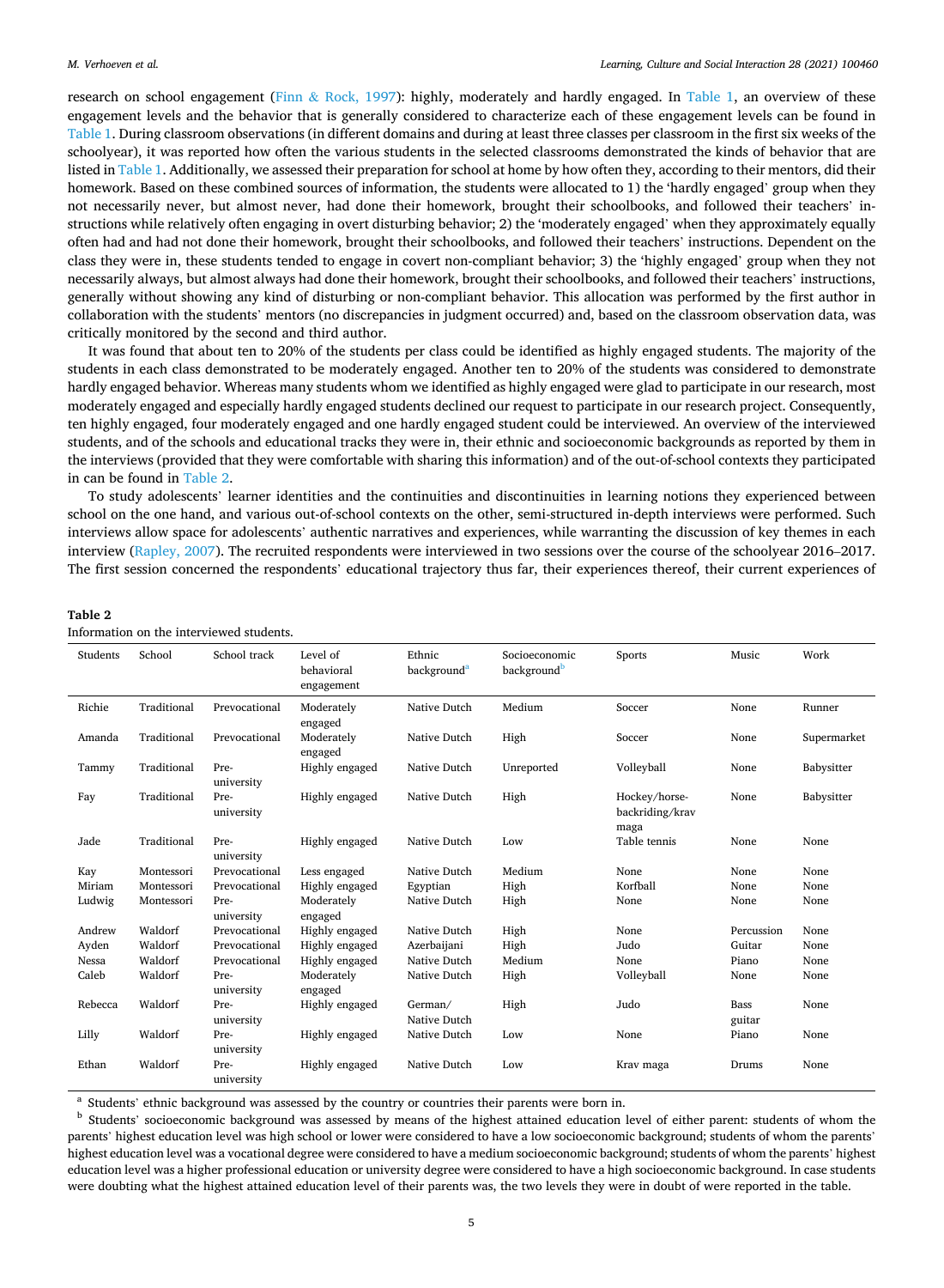research on school engagement (Finn & Rock, 1997): highly, moderately and hardly engaged. In Table 1, an overview of these engagement levels and the behavior that is generally considered to characterize each of these engagement levels can be found in Table 1. During classroom observations (in different domains and during at least three classes per classroom in the first six weeks of the schoolyear), it was reported how often the various students in the selected classrooms demonstrated the kinds of behavior that are listed in Table 1. Additionally, we assessed their preparation for school at home by how often they, according to their mentors, did their homework. Based on these combined sources of information, the students were allocated to 1) the 'hardly engaged' group when they not necessarily never, but almost never, had done their homework, brought their schoolbooks, and followed their teachers' instructions while relatively often engaging in overt disturbing behavior; 2) the 'moderately engaged' when they approximately equally often had and had not done their homework, brought their schoolbooks, and followed their teachers' instructions. Dependent on the class they were in, these students tended to engage in covert non-compliant behavior; 3) the 'highly engaged' group when they not necessarily always, but almost always had done their homework, brought their schoolbooks, and followed their teachers' instructions, generally without showing any kind of disturbing or non-compliant behavior. This allocation was performed by the first author in collaboration with the students' mentors (no discrepancies in judgment occurred) and, based on the classroom observation data, was critically monitored by the second and third author.

It was found that about ten to 20% of the students per class could be identified as highly engaged students. The majority of the students in each class demonstrated to be moderately engaged. Another ten to 20% of the students was considered to demonstrate hardly engaged behavior. Whereas many students whom we identified as highly engaged were glad to participate in our research, most moderately engaged and especially hardly engaged students declined our request to participate in our research project. Consequently, ten highly engaged, four moderately engaged and one hardly engaged student could be interviewed. An overview of the interviewed students, and of the schools and educational tracks they were in, their ethnic and socioeconomic backgrounds as reported by them in the interviews (provided that they were comfortable with sharing this information) and of the out-of-school contexts they participated in can be found in Table 2.

To study adolescents' learner identities and the continuities and discontinuities in learning notions they experienced between school on the one hand, and various out-of-school contexts on the other, semi-structured in-depth interviews were performed. Such interviews allow space for adolescents' authentic narratives and experiences, while warranting the discussion of key themes in each interview (Rapley, 2007). The recruited respondents were interviewed in two sessions over the course of the schoolyear 2016–2017. The first session concerned the respondents' educational trajectory thus far, their experiences thereof, their current experiences of

**Table 2**
Information on the interviewed students.

| Students | School | School track | Level of behavioral engagement | Ethnic background[a] | Socioeconomic background[b] | Sports | Music | Work |
|---|---|---|---|---|---|---|---|---|
| Richie | Traditional | Prevocational | Moderately engaged | Native Dutch | Medium | Soccer | None | Runner |
| Amanda | Traditional | Prevocational | Moderately engaged | Native Dutch | High | Soccer | None | Supermarket |
| Tammy | Traditional | Pre-university | Highly engaged | Native Dutch | Unreported | Volleyball | None | Babysitter |
| Fay | Traditional | Pre-university | Highly engaged | Native Dutch | High | Hockey/horse-backriding/krav maga | None | Babysitter |
| Jade | Traditional | Pre-university | Highly engaged | Native Dutch | Low | Table tennis | None | None |
| Kay | Montessori | Prevocational | Less engaged | Native Dutch | Medium | None | None | None |
| Miriam | Montessori | Prevocational | Highly engaged | Egyptian | High | Korfball | None | None |
| Ludwig | Montessori | Pre-university | Moderately engaged | Native Dutch | High | None | None | None |
| Andrew | Waldorf | Prevocational | Highly engaged | Native Dutch | High | None | Percussion | None |
| Ayden | Waldorf | Prevocational | Highly engaged | Azerbaijani | High | Judo | Guitar | None |
| Nessa | Waldorf | Prevocational | Highly engaged | Native Dutch | Medium | None | Piano | None |
| Caleb | Waldorf | Pre-university | Moderately engaged | Native Dutch | High | Volleyball | None | None |
| Rebecca | Waldorf | Pre-university | Highly engaged | German/Native Dutch | High | Judo | Bass guitar | None |
| Lilly | Waldorf | Pre-university | Highly engaged | Native Dutch | Low | None | Piano | None |
| Ethan | Waldorf | Pre-university | Highly engaged | Native Dutch | Low | Krav maga | Drums | None |

[a] Students' ethnic background was assessed by the country or countries their parents were born in.

[b] Students' socioeconomic background was assessed by means of the highest attained education level of either parent: students of whom the parents' highest education level was high school or lower were considered to have a low socioeconomic background; students of whom the parents' highest education level was a vocational degree were considered to have a medium socioeconomic background; students of whom the parents' highest education level was a higher professional education or university degree were considered to have a high socioeconomic background. In case students were doubting what the highest attained education level of their parents was, the two levels they were in doubt of were reported in the table.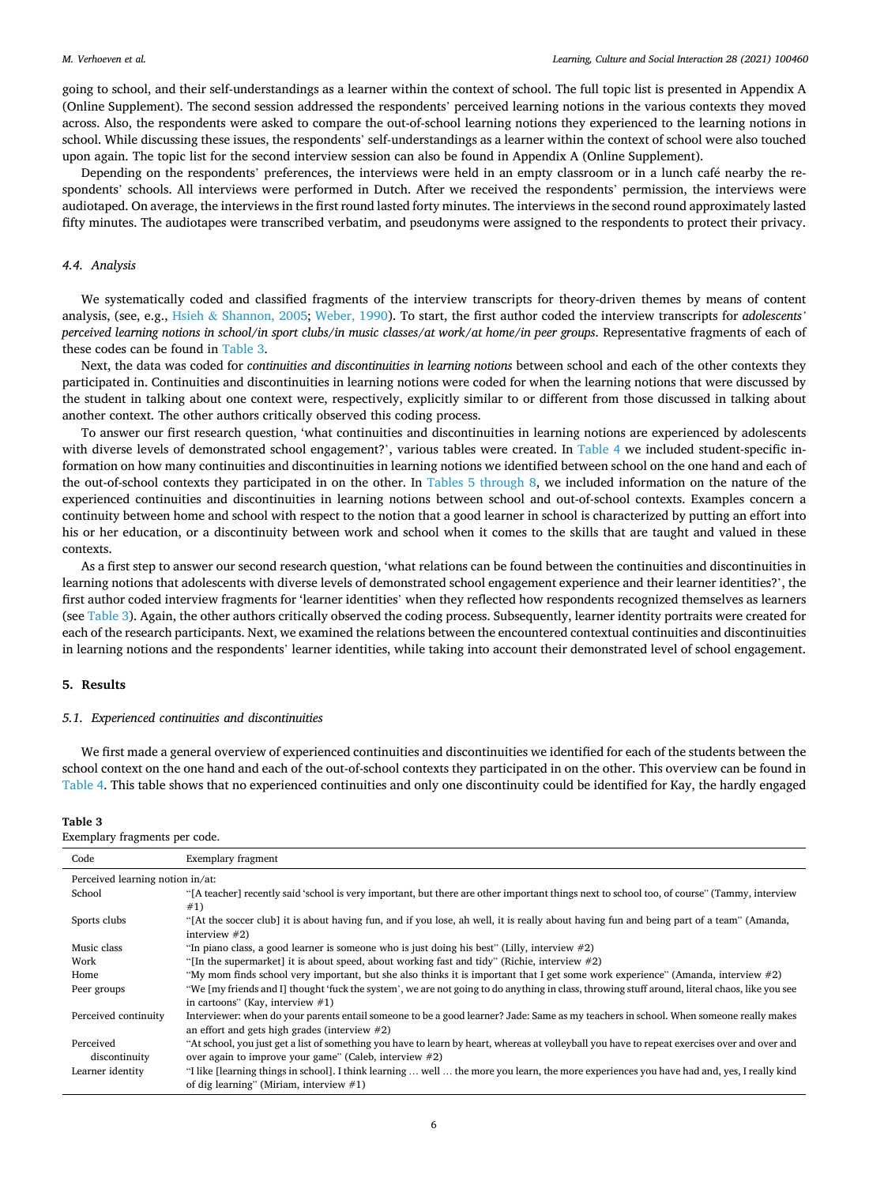going to school, and their self-understandings as a learner within the context of school. The full topic list is presented in Appendix A (Online Supplement). The second session addressed the respondents' perceived learning notions in the various contexts they moved across. Also, the respondents were asked to compare the out-of-school learning notions they experienced to the learning notions in school. While discussing these issues, the respondents' self-understandings as a learner within the context of school were also touched upon again. The topic list for the second interview session can also be found in Appendix A (Online Supplement).

Depending on the respondents' preferences, the interviews were held in an empty classroom or in a lunch café nearby the respondents' schools. All interviews were performed in Dutch. After we received the respondents' permission, the interviews were audiotaped. On average, the interviews in the first round lasted forty minutes. The interviews in the second round approximately lasted fifty minutes. The audiotapes were transcribed verbatim, and pseudonyms were assigned to the respondents to protect their privacy.

### 4.4. Analysis

We systematically coded and classified fragments of the interview transcripts for theory-driven themes by means of content analysis, (see, e.g., Hsieh & Shannon, 2005; Weber, 1990). To start, the first author coded the interview transcripts for *adolescents' perceived learning notions in school/in sport clubs/in music classes/at work/at home/in peer groups*. Representative fragments of each of these codes can be found in Table 3.

Next, the data was coded for *continuities and discontinuities in learning notions* between school and each of the other contexts they participated in. Continuities and discontinuities in learning notions were coded for when the learning notions that were discussed by the student in talking about one context were, respectively, explicitly similar to or different from those discussed in talking about another context. The other authors critically observed this coding process.

To answer our first research question, 'what continuities and discontinuities in learning notions are experienced by adolescents with diverse levels of demonstrated school engagement?', various tables were created. In Table 4 we included student-specific information on how many continuities and discontinuities in learning notions we identified between school on the one hand and each of the out-of-school contexts they participated in on the other. In Tables 5 through 8, we included information on the nature of the experienced continuities and discontinuities in learning notions between school and out-of-school contexts. Examples concern a continuity between home and school with respect to the notion that a good learner in school is characterized by putting an effort into his or her education, or a discontinuity between work and school when it comes to the skills that are taught and valued in these contexts.

As a first step to answer our second research question, 'what relations can be found between the continuities and discontinuities in learning notions that adolescents with diverse levels of demonstrated school engagement experience and their learner identities?', the first author coded interview fragments for 'learner identities' when they reflected how respondents recognized themselves as learners (see Table 3). Again, the other authors critically observed the coding process. Subsequently, learner identity portraits were created for each of the research participants. Next, we examined the relations between the encountered contextual continuities and discontinuities in learning notions and the respondents' learner identities, while taking into account their demonstrated level of school engagement.

## 5. Results

### 5.1. Experienced continuities and discontinuities

We first made a general overview of experienced continuities and discontinuities we identified for each of the students between the school context on the one hand and each of the out-of-school contexts they participated in on the other. This overview can be found in Table 4. This table shows that no experienced continuities and only one discontinuity could be identified for Kay, the hardly engaged

**Table 3**
Exemplary fragments per code.

| Code | Exemplary fragment |
|---|---|
| Perceived learning notion in/at: | |
| School | "[A teacher] recently said 'school is very important, but there are other important things next to school too, of course" (Tammy, interview #1) |
| Sports clubs | "[At the soccer club] it is about having fun, and if you lose, ah well, it is really about having fun and being part of a team" (Amanda, interview #2) |
| Music class | "In piano class, a good learner is someone who is just doing his best" (Lilly, interview #2) |
| Work | "[In the supermarket] it is about speed, about working fast and tidy" (Richie, interview #2) |
| Home | "My mom finds school very important, but she also thinks it is important that I get some work experience" (Amanda, interview #2) |
| Peer groups | "We [my friends and I] thought 'fuck the system', we are not going to do anything in class, throwing stuff around, literal chaos, like you see in cartoons" (Kay, interview #1) |
| Perceived continuity | Interviewer: when do your parents entail someone to be a good learner? Jade: Same as my teachers in school. When someone really makes an effort and gets high grades (interview #2) |
| Perceived discontinuity | "At school, you just get a list of something you have to learn by heart, whereas at volleyball you have to repeat exercises over and over and over again to improve your game" (Caleb, interview #2) |
| Learner identity | "I like [learning things in school]. I think learning … well … the more you learn, the more experiences you have had and, yes, I really kind of dig learning" (Miriam, interview #1) |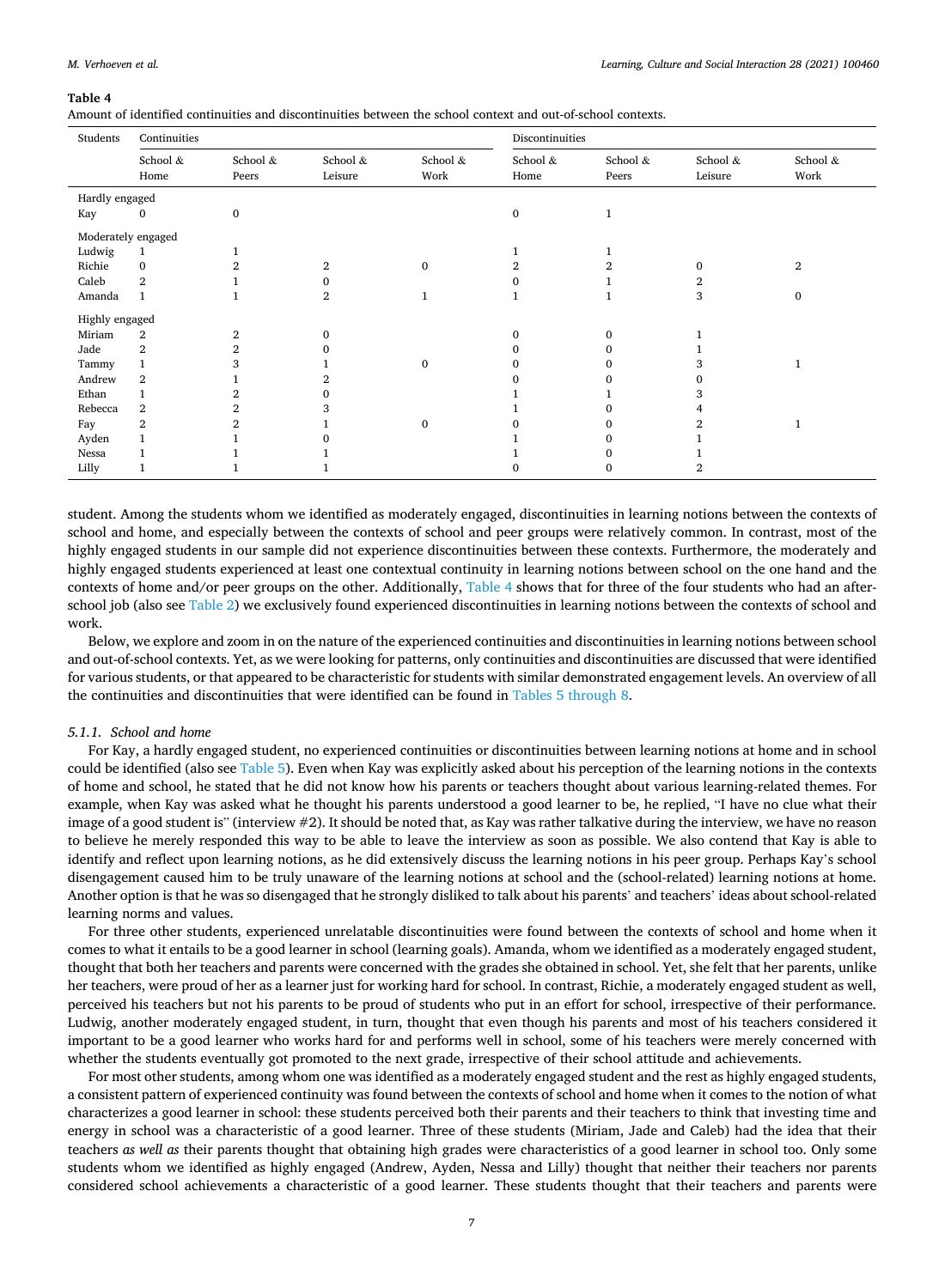**Table 4**
Amount of identified continuities and discontinuities between the school context and out-of-school contexts.

| Students | Continuities | | | | Discontinuities | | | |
|---|---|---|---|---|---|---|---|---|
| | School & Home | School & Peers | School & Leisure | School & Work | School & Home | School & Peers | School & Leisure | School & Work |
| Hardly engaged | | | | | | | | |
| Kay | 0 | 0 | | | 0 | 1 | | |
| Moderately engaged | | | | | | | | |
| Ludwig | 1 | 1 | | | 1 | 1 | | |
| Richie | 0 | 2 | 2 | 0 | 2 | 2 | 0 | 2 |
| Caleb | 2 | 1 | 0 | | 0 | 1 | 2 | |
| Amanda | 1 | 1 | 2 | 1 | 1 | 1 | 3 | 0 |
| Highly engaged | | | | | | | | |
| Miriam | 2 | 2 | 0 | | 0 | 0 | 1 | |
| Jade | 2 | 2 | 0 | | 0 | 0 | 1 | |
| Tammy | 1 | 3 | 1 | 0 | 0 | 0 | 3 | 1 |
| Andrew | 2 | 1 | 2 | | 0 | 0 | 0 | |
| Ethan | 1 | 2 | 0 | | 1 | 1 | 3 | |
| Rebecca | 2 | 2 | 3 | | 1 | 0 | 4 | |
| Fay | 2 | 2 | 1 | 0 | 0 | 0 | 2 | 1 |
| Ayden | 1 | 1 | 0 | | 1 | 0 | 1 | |
| Nessa | 1 | 1 | 1 | | 1 | 0 | 1 | |
| Lilly | 1 | 1 | 1 | | 0 | 0 | 2 | |

student. Among the students whom we identified as moderately engaged, discontinuities in learning notions between the contexts of school and home, and especially between the contexts of school and peer groups were relatively common. In contrast, most of the highly engaged students in our sample did not experience discontinuities between these contexts. Furthermore, the moderately and highly engaged students experienced at least one contextual continuity in learning notions between school on the one hand and the contexts of home and/or peer groups on the other. Additionally, Table 4 shows that for three of the four students who had an after-school job (also see Table 2) we exclusively found experienced discontinuities in learning notions between the contexts of school and work.

Below, we explore and zoom in on the nature of the experienced continuities and discontinuities in learning notions between school and out-of-school contexts. Yet, as we were looking for patterns, only continuities and discontinuities are discussed that were identified for various students, or that appeared to be characteristic for students with similar demonstrated engagement levels. An overview of all the continuities and discontinuities that were identified can be found in Tables 5 through 8.

### 5.1.1. School and home

For Kay, a hardly engaged student, no experienced continuities or discontinuities between learning notions at home and in school could be identified (also see Table 5). Even when Kay was explicitly asked about his perception of the learning notions in the contexts of home and school, he stated that he did not know how his parents or teachers thought about various learning-related themes. For example, when Kay was asked what he thought his parents understood a good learner to be, he replied, "I have no clue what their image of a good student is" (interview #2). It should be noted that, as Kay was rather talkative during the interview, we have no reason to believe he merely responded this way to be able to leave the interview as soon as possible. We also contend that Kay is able to identify and reflect upon learning notions, as he did extensively discuss the learning notions in his peer group. Perhaps Kay's school disengagement caused him to be truly unaware of the learning notions at school and the (school-related) learning notions at home. Another option is that he was so disengaged that he strongly disliked to talk about his parents' and teachers' ideas about school-related learning norms and values.

For three other students, experienced unrelatable discontinuities were found between the contexts of school and home when it comes to what it entails to be a good learner in school (learning goals). Amanda, whom we identified as a moderately engaged student, thought that both her teachers and parents were concerned with the grades she obtained in school. Yet, she felt that her parents, unlike her teachers, were proud of her as a learner just for working hard for school. In contrast, Richie, a moderately engaged student as well, perceived his teachers but not his parents to be proud of students who put in an effort for school, irrespective of their performance. Ludwig, another moderately engaged student, in turn, thought that even though his parents and most of his teachers considered it important to be a good learner who works hard for and performs well in school, some of his teachers were merely concerned with whether the students eventually got promoted to the next grade, irrespective of their school attitude and achievements.

For most other students, among whom one was identified as a moderately engaged student and the rest as highly engaged students, a consistent pattern of experienced continuity was found between the contexts of school and home when it comes to the notion of what characterizes a good learner in school: these students perceived both their parents and their teachers to think that investing time and energy in school was a characteristic of a good learner. Three of these students (Miriam, Jade and Caleb) had the idea that their teachers *as well as* their parents thought that obtaining high grades were characteristics of a good learner in school too. Only some students whom we identified as highly engaged (Andrew, Ayden, Nessa and Lilly) thought that neither their teachers nor parents considered school achievements a characteristic of a good learner. These students thought that their teachers and parents were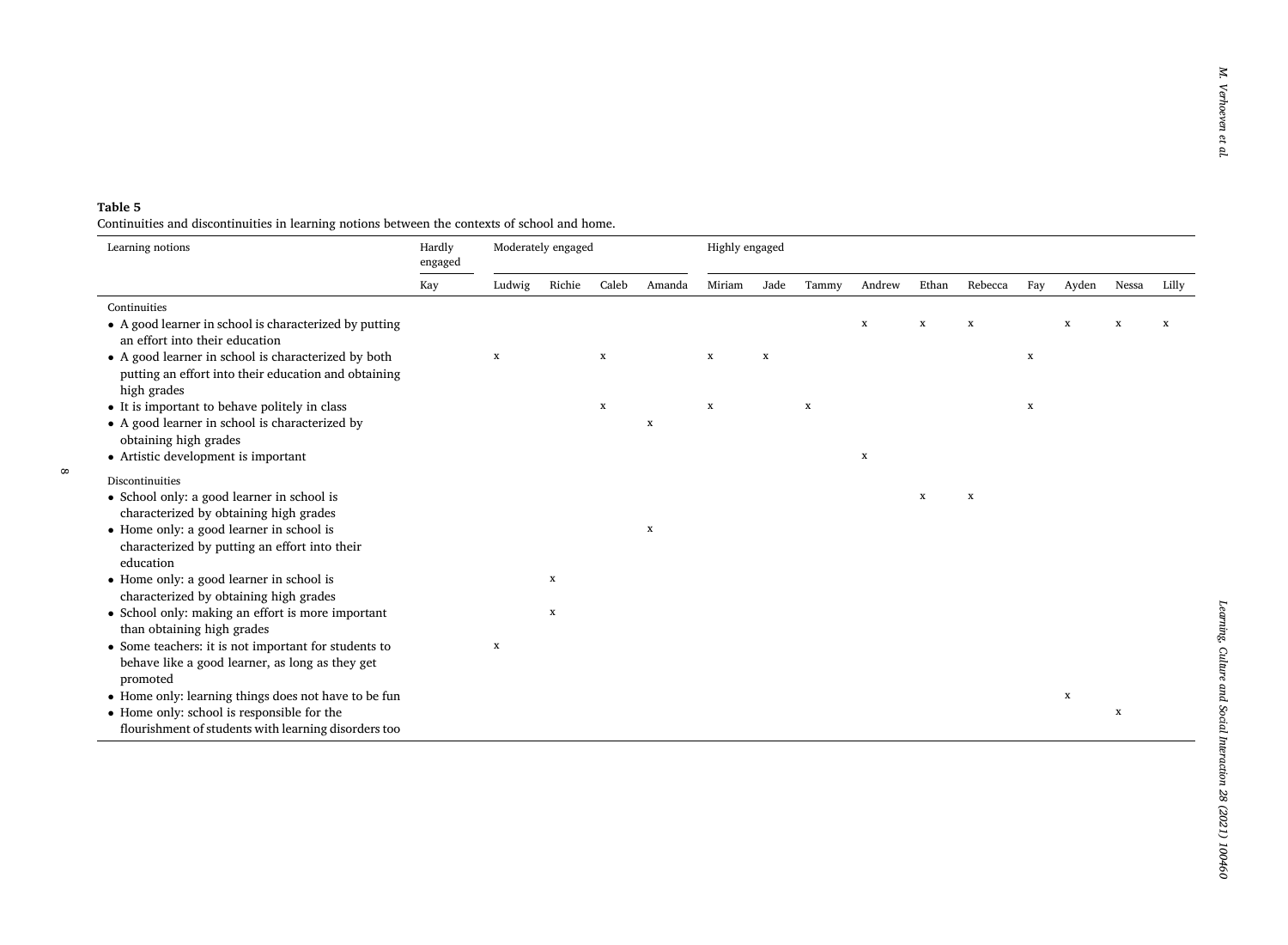**Table 5**
Continuities and discontinuities in learning notions between the contexts of school and home.

| Learning notions | Hardly engaged | Moderately engaged | | | | Highly engaged | | | | | | | | | |
|---|---|---|---|---|---|---|---|---|---|---|---|---|---|---|---|
| | Kay | Ludwig | Richie | Caleb | Amanda | Miriam | Jade | Tammy | Andrew | Ethan | Rebecca | Fay | Ayden | Nessa | Lilly |
| Continuities | | | | | | | | | | | | | | | |
| • A good learner in school is characterized by putting an effort into their education | | | | | | | | | x | x | x | | x | x | x |
| • A good learner in school is characterized by both putting an effort into their education and obtaining high grades | | x | | x | | x | x | | | | | x | | | |
| • It is important to behave politely in class | | | | x | | x | | x | | | | x | | | |
| • A good learner in school is characterized by obtaining high grades | | | | | x | | | | | | | | | | |
| • Artistic development is important | | | | | | | | | x | | | | | | |
| Discontinuities | | | | | | | | | | | | | | | |
| • School only: a good learner in school is characterized by obtaining high grades | | | | | | | | | | x | x | | | | |
| • Home only: a good learner in school is characterized by putting an effort into their education | | | | | x | | | | | | | | | | |
| • Home only: a good learner in school is characterized by obtaining high grades | | | x | | | | | | | | | | | | |
| • School only: making an effort is more important than obtaining high grades | | | x | | | | | | | | | | | | |
| • Some teachers: it is not important for students to behave like a good learner, as long as they get promoted | | x | | | | | | | | | | | | | |
| • Home only: learning things does not have to be fun | | | | | | | | | | | | | x | | |
| • Home only: school is responsible for the flourishment of students with learning disorders too | | | | | | | | | | | | | | x | |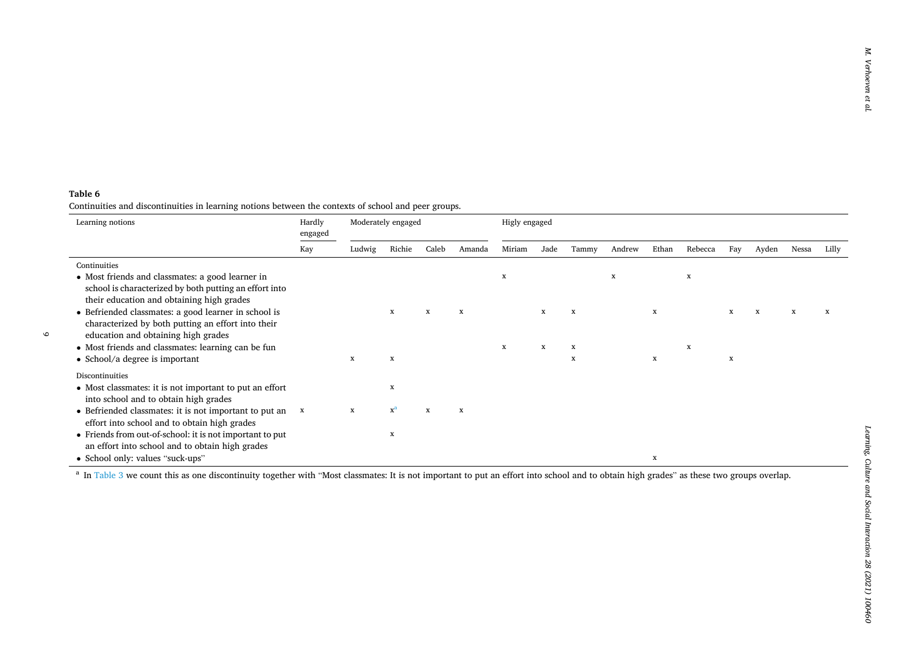**Table 6**
Continuities and discontinuities in learning notions between the contexts of school and peer groups.

| Learning notions | Hardly engaged | Moderately engaged | | | | Higly engaged | | | | | | | | | |
|---|---|---|---|---|---|---|---|---|---|---|---|---|---|---|---|
| | Kay | Ludwig | Richie | Caleb | Amanda | Miriam | Jade | Tammy | Andrew | Ethan | Rebecca | Fay | Ayden | Nessa | Lilly |
| Continuities | | | | | | | | | | | | | | | |
| • Most friends and classmates: a good learner in school is characterized by both putting an effort into their education and obtaining high grades | | | | | | x | | | x | | x | | | | |
| • Befriended classmates: a good learner in school is characterized by both putting an effort into their education and obtaining high grades | | | x | x | x | | x | x | | x | | x | x | x | x |
| • Most friends and classmates: learning can be fun | | | | | | x | x | x | | | x | | | | |
| • School/a degree is important | | x | x | | | | | x | | x | | x | | | |
| Discontinuities | | | | | | | | | | | | | | | |
| • Most classmates: it is not important to put an effort into school and to obtain high grades | | | x | | | | | | | | | | | | |
| • Befriended classmates: it is not important to put an effort into school and to obtain high grades | x | x | x[a] | x | x | | | | | | | | | | |
| • Friends from out-of-school: it is not important to put an effort into school and to obtain high grades | | | x | | | | | | | | | | | | |
| • School only: values "suck-ups" | | | | | | | | | | x | | | | | |

[a] In Table 3 we count this as one discontinuity together with "Most classmates: It is not important to put an effort into school and to obtain high grades" as these two groups overlap.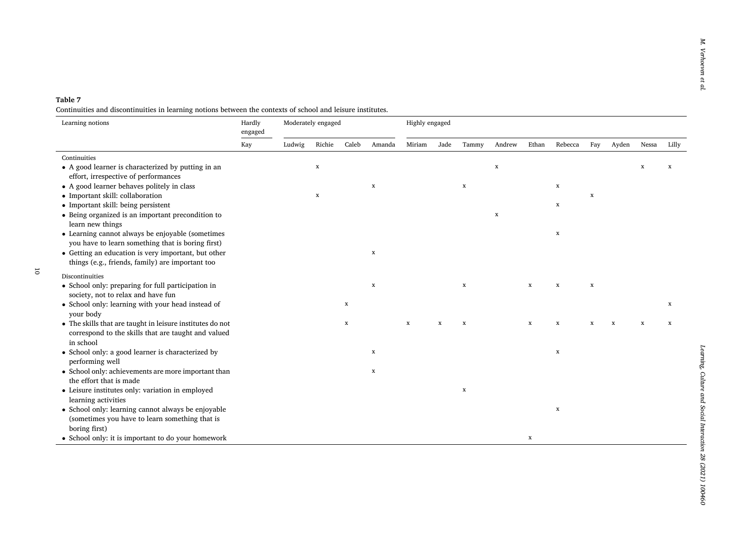**Table 7**

Continuities and discontinuities in learning notions between the contexts of school and leisure institutes.

| Learning notions | Hardly engaged | Moderately engaged | | | | Highly engaged | | | | | | | | | |
|---|---|---|---|---|---|---|---|---|---|---|---|---|---|---|---|
| | Kay | Ludwig | Richie | Caleb | Amanda | Miriam | Jade | Tammy | Andrew | Ethan | Rebecca | Fay | Ayden | Nessa | Lilly |
| Continuities | | | | | | | | | | | | | | | |
| • A good learner is characterized by putting in an effort, irrespective of performances | | | x | | | | | | x | | | | | x | x |
| • A good learner behaves politely in class | | | | | x | | | x | | | x | | | | |
| • Important skill: collaboration | | | x | | | | | | | | | x | | | |
| • Important skill: being persistent | | | | | | | | | | | x | | | | |
| • Being organized is an important precondition to learn new things | | | | | | | | | x | | | | | | |
| • Learning cannot always be enjoyable (sometimes you have to learn something that is boring first) | | | | | | | | | | | x | | | | |
| • Getting an education is very important, but other things (e.g., friends, family) are important too | | | | | x | | | | | | | | | | |
| Discontinuities | | | | | | | | | | | | | | | |
| • School only: preparing for full participation in society, not to relax and have fun | | | | | x | | | x | | x | x | x | | | |
| • School only: learning with your head instead of your body | | | | x | | | | | | | | | | | x |
| • The skills that are taught in leisure institutes do not correspond to the skills that are taught and valued in school | | | | x | | x | x | x | | x | x | x | x | x | x |
| • School only: a good learner is characterized by performing well | | | | | x | | | | | | x | | | | |
| • School only: achievements are more important than the effort that is made | | | | | x | | | | | | | | | | |
| • Leisure institutes only: variation in employed learning activities | | | | | | | | x | | | | | | | |
| • School only: learning cannot always be enjoyable (sometimes you have to learn something that is boring first) | | | | | | | | | | | x | | | | |
| • School only: it is important to do your homework | | | | | | | | | | x | | | | | |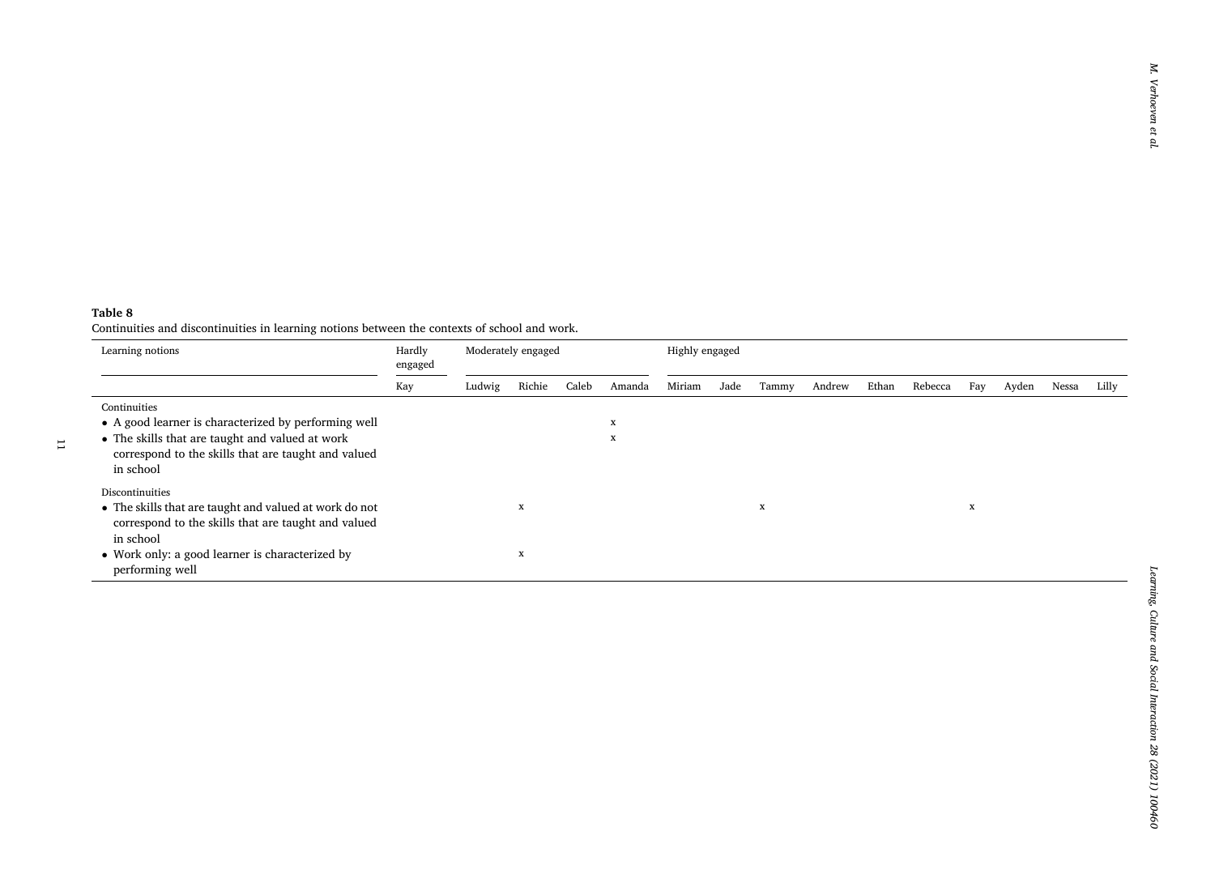**Table 8**
Continuities and discontinuities in learning notions between the contexts of school and work.

| Learning notions | Hardly engaged | Moderately engaged | | | | Highly engaged | | | | | | | | | |
|---|---|---|---|---|---|---|---|---|---|---|---|---|---|---|---|
| | Kay | Ludwig | Richie | Caleb | Amanda | Miriam | Jade | Tammy | Andrew | Ethan | Rebecca | Fay | Ayden | Nessa | Lilly |
| Continuities | | | | | | | | | | | | | | | |
| • A good learner is characterized by performing well | | | | | x | | | | | | | | | | |
| • The skills that are taught and valued at work correspond to the skills that are taught and valued in school | | | | | x | | | | | | | | | | |
| Discontinuities | | | | | | | | | | | | | | | |
| • The skills that are taught and valued at work do not correspond to the skills that are taught and valued in school | | | x | | | | | x | | | | x | | | |
| • Work only: a good learner is characterized by performing well | | | x | | | | | | | | | | | | |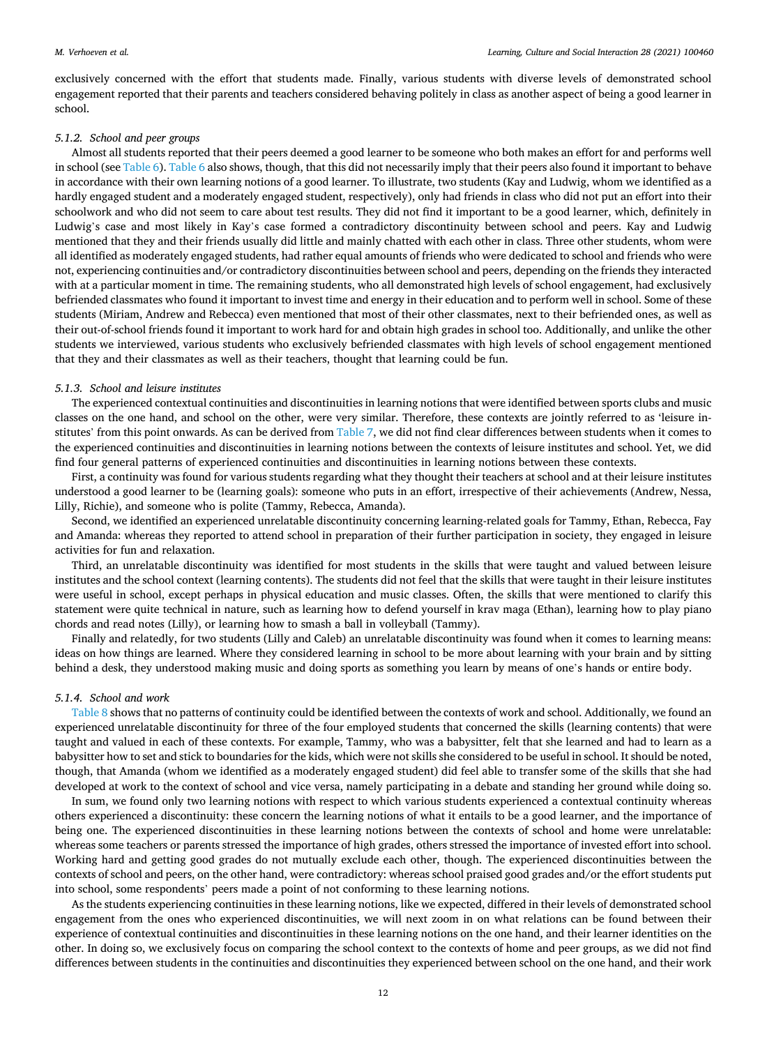exclusively concerned with the effort that students made. Finally, various students with diverse levels of demonstrated school engagement reported that their parents and teachers considered behaving politely in class as another aspect of being a good learner in school.

#### *5.1.2. School and peer groups*

Almost all students reported that their peers deemed a good learner to be someone who both makes an effort for and performs well in school (see Table 6). Table 6 also shows, though, that this did not necessarily imply that their peers also found it important to behave in accordance with their own learning notions of a good learner. To illustrate, two students (Kay and Ludwig, whom we identified as a hardly engaged student and a moderately engaged student, respectively), only had friends in class who did not put an effort into their schoolwork and who did not seem to care about test results. They did not find it important to be a good learner, which, definitely in Ludwig's case and most likely in Kay's case formed a contradictory discontinuity between school and peers. Kay and Ludwig mentioned that they and their friends usually did little and mainly chatted with each other in class. Three other students, whom were all identified as moderately engaged students, had rather equal amounts of friends who were dedicated to school and friends who were not, experiencing continuities and/or contradictory discontinuities between school and peers, depending on the friends they interacted with at a particular moment in time. The remaining students, who all demonstrated high levels of school engagement, had exclusively befriended classmates who found it important to invest time and energy in their education and to perform well in school. Some of these students (Miriam, Andrew and Rebecca) even mentioned that most of their other classmates, next to their befriended ones, as well as their out-of-school friends found it important to work hard for and obtain high grades in school too. Additionally, and unlike the other students we interviewed, various students who exclusively befriended classmates with high levels of school engagement mentioned that they and their classmates as well as their teachers, thought that learning could be fun.

#### *5.1.3. School and leisure institutes*

The experienced contextual continuities and discontinuities in learning notions that were identified between sports clubs and music classes on the one hand, and school on the other, were very similar. Therefore, these contexts are jointly referred to as 'leisure institutes' from this point onwards. As can be derived from Table 7, we did not find clear differences between students when it comes to the experienced continuities and discontinuities in learning notions between the contexts of leisure institutes and school. Yet, we did find four general patterns of experienced continuities and discontinuities in learning notions between these contexts.

First, a continuity was found for various students regarding what they thought their teachers at school and at their leisure institutes understood a good learner to be (learning goals): someone who puts in an effort, irrespective of their achievements (Andrew, Nessa, Lilly, Richie), and someone who is polite (Tammy, Rebecca, Amanda).

Second, we identified an experienced unrelatable discontinuity concerning learning-related goals for Tammy, Ethan, Rebecca, Fay and Amanda: whereas they reported to attend school in preparation of their further participation in society, they engaged in leisure activities for fun and relaxation.

Third, an unrelatable discontinuity was identified for most students in the skills that were taught and valued between leisure institutes and the school context (learning contents). The students did not feel that the skills that were taught in their leisure institutes were useful in school, except perhaps in physical education and music classes. Often, the skills that were mentioned to clarify this statement were quite technical in nature, such as learning how to defend yourself in krav maga (Ethan), learning how to play piano chords and read notes (Lilly), or learning how to smash a ball in volleyball (Tammy).

Finally and relatedly, for two students (Lilly and Caleb) an unrelatable discontinuity was found when it comes to learning means: ideas on how things are learned. Where they considered learning in school to be more about learning with your brain and by sitting behind a desk, they understood making music and doing sports as something you learn by means of one's hands or entire body.

#### *5.1.4. School and work*

Table 8 shows that no patterns of continuity could be identified between the contexts of work and school. Additionally, we found an experienced unrelatable discontinuity for three of the four employed students that concerned the skills (learning contents) that were taught and valued in each of these contexts. For example, Tammy, who was a babysitter, felt that she learned and had to learn as a babysitter how to set and stick to boundaries for the kids, which were not skills she considered to be useful in school. It should be noted, though, that Amanda (whom we identified as a moderately engaged student) did feel able to transfer some of the skills that she had developed at work to the context of school and vice versa, namely participating in a debate and standing her ground while doing so.

In sum, we found only two learning notions with respect to which various students experienced a contextual continuity whereas others experienced a discontinuity: these concern the learning notions of what it entails to be a good learner, and the importance of being one. The experienced discontinuities in these learning notions between the contexts of school and home were unrelatable: whereas some teachers or parents stressed the importance of high grades, others stressed the importance of invested effort into school. Working hard and getting good grades do not mutually exclude each other, though. The experienced discontinuities between the contexts of school and peers, on the other hand, were contradictory: whereas school praised good grades and/or the effort students put into school, some respondents' peers made a point of not conforming to these learning notions.

As the students experiencing continuities in these learning notions, like we expected, differed in their levels of demonstrated school engagement from the ones who experienced discontinuities, we will next zoom in on what relations can be found between their experience of contextual continuities and discontinuities in these learning notions on the one hand, and their learner identities on the other. In doing so, we exclusively focus on comparing the school context to the contexts of home and peer groups, as we did not find differences between students in the continuities and discontinuities they experienced between school on the one hand, and their work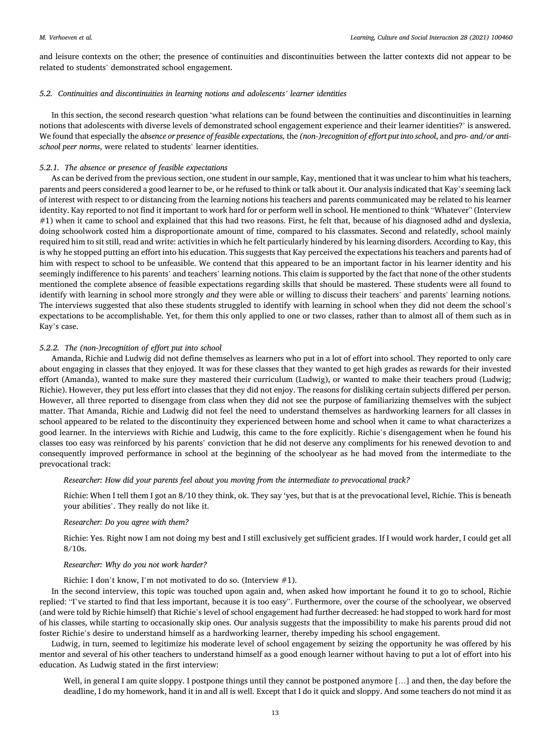and leisure contexts on the other; the presence of continuities and discontinuities between the latter contexts did not appear to be related to students' demonstrated school engagement.

### 5.2. Continuities and discontinuities in learning notions and adolescents' learner identities

In this section, the second research question 'what relations can be found between the continuities and discontinuities in learning notions that adolescents with diverse levels of demonstrated school engagement experience and their learner identities?' is answered. We found that especially the *absence or presence of feasible expectations,* the *(non-)recognition of effort put into school*, and *pro- and/or anti-school peer norms*, were related to students' learner identities.

#### 5.2.1. The absence or presence of feasible expectations

As can be derived from the previous section, one student in our sample, Kay, mentioned that it was unclear to him what his teachers, parents and peers considered a good learner to be, or he refused to think or talk about it. Our analysis indicated that Kay's seeming lack of interest with respect to or distancing from the learning notions his teachers and parents communicated may be related to his learner identity. Kay reported to not find it important to work hard for or perform well in school. He mentioned to think "Whatever" (Interview #1) when it came to school and explained that this had two reasons. First, he felt that, because of his diagnosed adhd and dyslexia, doing schoolwork costed him a disproportionate amount of time, compared to his classmates. Second and relatedly, school mainly required him to sit still, read and write: activities in which he felt particularly hindered by his learning disorders. According to Kay, this is why he stopped putting an effort into his education. This suggests that Kay perceived the expectations his teachers and parents had of him with respect to school to be unfeasible. We contend that this appeared to be an important factor in his learner identity and his seemingly indifference to his parents' and teachers' learning notions. This claim is supported by the fact that none of the other students mentioned the complete absence of feasible expectations regarding skills that should be mastered. These students were all found to identify with learning in school more strongly *and* they were able or willing to discuss their teachers' and parents' learning notions. The interviews suggested that also these students struggled to identify with learning in school when they did not deem the school's expectations to be accomplishable. Yet, for them this only applied to one or two classes, rather than to almost all of them such as in Kay's case.

#### 5.2.2. The (non-)recognition of effort put into school

Amanda, Richie and Ludwig did not define themselves as learners who put in a lot of effort into school. They reported to only care about engaging in classes that they enjoyed. It was for these classes that they wanted to get high grades as rewards for their invested effort (Amanda), wanted to make sure they mastered their curriculum (Ludwig), or wanted to make their teachers proud (Ludwig; Richie). However, they put less effort into classes that they did not enjoy. The reasons for disliking certain subjects differed per person. However, all three reported to disengage from class when they did not see the purpose of familiarizing themselves with the subject matter. That Amanda, Richie and Ludwig did not feel the need to understand themselves as hardworking learners for all classes in school appeared to be related to the discontinuity they experienced between home and school when it came to what characterizes a good learner. In the interviews with Richie and Ludwig, this came to the fore explicitly. Richie's disengagement when he found his classes too easy was reinforced by his parents' conviction that he did not deserve any compliments for his renewed devotion to and consequently improved performance in school at the beginning of the schoolyear as he had moved from the intermediate to the prevocational track:

> *Researcher: How did your parents feel about you moving from the intermediate to prevocational track?*
>
> Richie: When I tell them I got an 8/10 they think, ok. They say 'yes, but that is at the prevocational level, Richie. This is beneath your abilities'. They really do not like it.
>
> *Researcher: Do you agree with them?*
>
> Richie: Yes. Right now I am not doing my best and I still exclusively get sufficient grades. If I would work harder, I could get all 8/10s.
>
> *Researcher: Why do you not work harder?*
>
> Richie: I don't know, I'm not motivated to do so. (Interview #1).

In the second interview, this topic was touched upon again and, when asked how important he found it to go to school, Richie replied: "I've started to find that less important, because it is too easy". Furthermore, over the course of the schoolyear, we observed (and were told by Richie himself) that Richie's level of school engagement had further decreased: he had stopped to work hard for most of his classes, while starting to occasionally skip ones. Our analysis suggests that the impossibility to make his parents proud did not foster Richie's desire to understand himself as a hardworking learner, thereby impeding his school engagement.

Ludwig, in turn, seemed to legitimize his moderate level of school engagement by seizing the opportunity he was offered by his mentor and several of his other teachers to understand himself as a good enough learner without having to put a lot of effort into his education. As Ludwig stated in the first interview:

> Well, in general I am quite sloppy. I postpone things until they cannot be postponed anymore […] and then, the day before the deadline, I do my homework, hand it in and all is well. Except that I do it quick and sloppy. And some teachers do not mind it as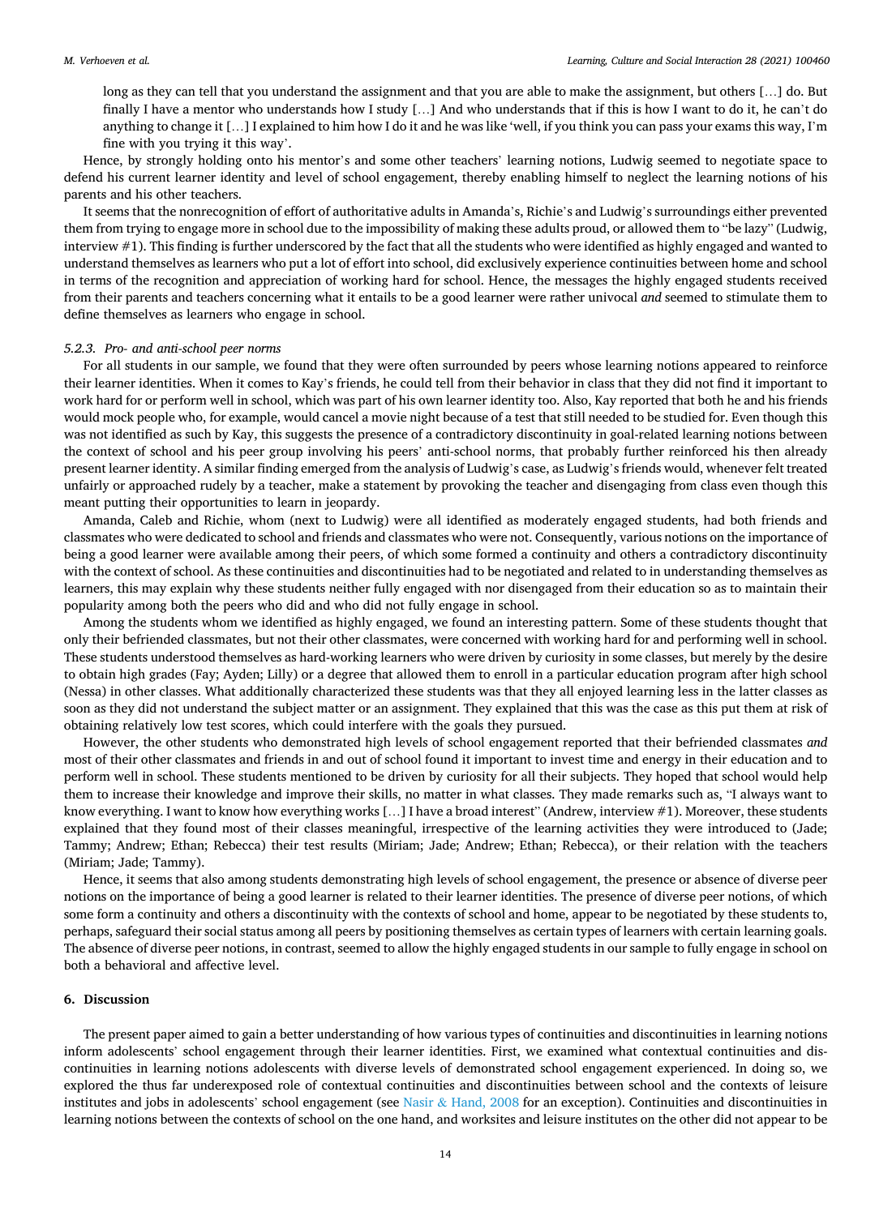long as they can tell that you understand the assignment and that you are able to make the assignment, but others […] do. But finally I have a mentor who understands how I study […] And who understands that if this is how I want to do it, he can't do anything to change it […] I explained to him how I do it and he was like 'well, if you think you can pass your exams this way, I'm fine with you trying it this way'.

Hence, by strongly holding onto his mentor's and some other teachers' learning notions, Ludwig seemed to negotiate space to defend his current learner identity and level of school engagement, thereby enabling himself to neglect the learning notions of his parents and his other teachers.

It seems that the nonrecognition of effort of authoritative adults in Amanda's, Richie's and Ludwig's surroundings either prevented them from trying to engage more in school due to the impossibility of making these adults proud, or allowed them to "be lazy" (Ludwig, interview #1). This finding is further underscored by the fact that all the students who were identified as highly engaged and wanted to understand themselves as learners who put a lot of effort into school, did exclusively experience continuities between home and school in terms of the recognition and appreciation of working hard for school. Hence, the messages the highly engaged students received from their parents and teachers concerning what it entails to be a good learner were rather univocal *and* seemed to stimulate them to define themselves as learners who engage in school.

### 5.2.3. Pro- and anti-school peer norms

For all students in our sample, we found that they were often surrounded by peers whose learning notions appeared to reinforce their learner identities. When it comes to Kay's friends, he could tell from their behavior in class that they did not find it important to work hard for or perform well in school, which was part of his own learner identity too. Also, Kay reported that both he and his friends would mock people who, for example, would cancel a movie night because of a test that still needed to be studied for. Even though this was not identified as such by Kay, this suggests the presence of a contradictory discontinuity in goal-related learning notions between the context of school and his peer group involving his peers' anti-school norms, that probably further reinforced his then already present learner identity. A similar finding emerged from the analysis of Ludwig's case, as Ludwig's friends would, whenever felt treated unfairly or approached rudely by a teacher, make a statement by provoking the teacher and disengaging from class even though this meant putting their opportunities to learn in jeopardy.

Amanda, Caleb and Richie, whom (next to Ludwig) were all identified as moderately engaged students, had both friends and classmates who were dedicated to school and friends and classmates who were not. Consequently, various notions on the importance of being a good learner were available among their peers, of which some formed a continuity and others a contradictory discontinuity with the context of school. As these continuities and discontinuities had to be negotiated and related to in understanding themselves as learners, this may explain why these students neither fully engaged with nor disengaged from their education so as to maintain their popularity among both the peers who did and who did not fully engage in school.

Among the students whom we identified as highly engaged, we found an interesting pattern. Some of these students thought that only their befriended classmates, but not their other classmates, were concerned with working hard for and performing well in school. These students understood themselves as hard-working learners who were driven by curiosity in some classes, but merely by the desire to obtain high grades (Fay; Ayden; Lilly) or a degree that allowed them to enroll in a particular education program after high school (Nessa) in other classes. What additionally characterized these students was that they all enjoyed learning less in the latter classes as soon as they did not understand the subject matter or an assignment. They explained that this was the case as this put them at risk of obtaining relatively low test scores, which could interfere with the goals they pursued.

However, the other students who demonstrated high levels of school engagement reported that their befriended classmates *and* most of their other classmates and friends in and out of school found it important to invest time and energy in their education and to perform well in school. These students mentioned to be driven by curiosity for all their subjects. They hoped that school would help them to increase their knowledge and improve their skills, no matter in what classes. They made remarks such as, "I always want to know everything. I want to know how everything works […] I have a broad interest" (Andrew, interview #1). Moreover, these students explained that they found most of their classes meaningful, irrespective of the learning activities they were introduced to (Jade; Tammy; Andrew; Ethan; Rebecca) their test results (Miriam; Jade; Andrew; Ethan; Rebecca), or their relation with the teachers (Miriam; Jade; Tammy).

Hence, it seems that also among students demonstrating high levels of school engagement, the presence or absence of diverse peer notions on the importance of being a good learner is related to their learner identities. The presence of diverse peer notions, of which some form a continuity and others a discontinuity with the contexts of school and home, appear to be negotiated by these students to, perhaps, safeguard their social status among all peers by positioning themselves as certain types of learners with certain learning goals. The absence of diverse peer notions, in contrast, seemed to allow the highly engaged students in our sample to fully engage in school on both a behavioral and affective level.

## 6. Discussion

The present paper aimed to gain a better understanding of how various types of continuities and discontinuities in learning notions inform adolescents' school engagement through their learner identities. First, we examined what contextual continuities and discontinuities in learning notions adolescents with diverse levels of demonstrated school engagement experienced. In doing so, we explored the thus far underexposed role of contextual continuities and discontinuities between school and the contexts of leisure institutes and jobs in adolescents' school engagement (see Nasir & Hand, 2008 for an exception). Continuities and discontinuities in learning notions between the contexts of school on the one hand, and worksites and leisure institutes on the other did not appear to be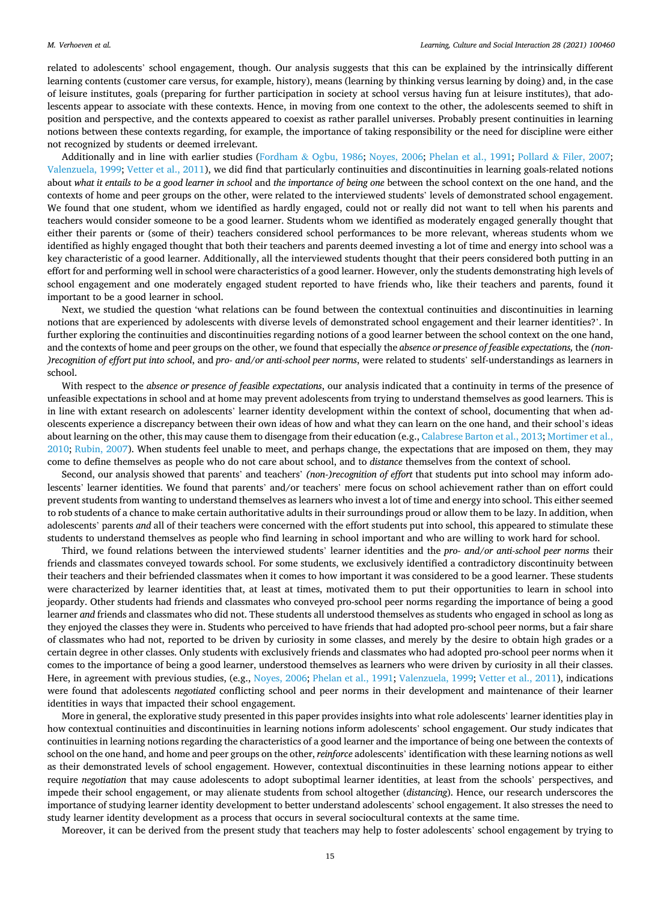related to adolescents' school engagement, though. Our analysis suggests that this can be explained by the intrinsically different learning contents (customer care versus, for example, history), means (learning by thinking versus learning by doing) and, in the case of leisure institutes, goals (preparing for further participation in society at school versus having fun at leisure institutes), that adolescents appear to associate with these contexts. Hence, in moving from one context to the other, the adolescents seemed to shift in position and perspective, and the contexts appeared to coexist as rather parallel universes. Probably present continuities in learning notions between these contexts regarding, for example, the importance of taking responsibility or the need for discipline were either not recognized by students or deemed irrelevant.

Additionally and in line with earlier studies (Fordham & Ogbu, 1986; Noyes, 2006; Phelan et al., 1991; Pollard & Filer, 2007; Valenzuela, 1999; Vetter et al., 2011), we did find that particularly continuities and discontinuities in learning goals-related notions about *what it entails to be a good learner in school* and *the importance of being one* between the school context on the one hand, and the contexts of home and peer groups on the other, were related to the interviewed students' levels of demonstrated school engagement. We found that one student, whom we identified as hardly engaged, could not or really did not want to tell when his parents and teachers would consider someone to be a good learner. Students whom we identified as moderately engaged generally thought that either their parents or (some of their) teachers considered school performances to be more relevant, whereas students whom we identified as highly engaged thought that both their teachers and parents deemed investing a lot of time and energy into school was a key characteristic of a good learner. Additionally, all the interviewed students thought that their peers considered both putting in an effort for and performing well in school were characteristics of a good learner. However, only the students demonstrating high levels of school engagement and one moderately engaged student reported to have friends who, like their teachers and parents, found it important to be a good learner in school.

Next, we studied the question 'what relations can be found between the contextual continuities and discontinuities in learning notions that are experienced by adolescents with diverse levels of demonstrated school engagement and their learner identities?'. In further exploring the continuities and discontinuities regarding notions of a good learner between the school context on the one hand, and the contexts of home and peer groups on the other, we found that especially the *absence or presence of feasible expectations,* the *(non-)recognition of effort put into school*, and *pro- and/or anti-school peer norms*, were related to students' self-understandings as learners in school.

With respect to the *absence or presence of feasible expectations*, our analysis indicated that a continuity in terms of the presence of unfeasible expectations in school and at home may prevent adolescents from trying to understand themselves as good learners. This is in line with extant research on adolescents' learner identity development within the context of school, documenting that when adolescents experience a discrepancy between their own ideas of how and what they can learn on the one hand, and their school's ideas about learning on the other, this may cause them to disengage from their education (e.g., Calabrese Barton et al., 2013; Mortimer et al., 2010; Rubin, 2007). When students feel unable to meet, and perhaps change, the expectations that are imposed on them, they may come to define themselves as people who do not care about school, and to *distance* themselves from the context of school.

Second, our analysis showed that parents' and teachers' *(non-)recognition of effort* that students put into school may inform adolescents' learner identities. We found that parents' and/or teachers' mere focus on school achievement rather than on effort could prevent students from wanting to understand themselves as learners who invest a lot of time and energy into school. This either seemed to rob students of a chance to make certain authoritative adults in their surroundings proud or allow them to be lazy. In addition, when adolescents' parents *and* all of their teachers were concerned with the effort students put into school, this appeared to stimulate these students to understand themselves as people who find learning in school important and who are willing to work hard for school.

Third, we found relations between the interviewed students' learner identities and the *pro- and/or anti-school peer norms* their friends and classmates conveyed towards school. For some students, we exclusively identified a contradictory discontinuity between their teachers and their befriended classmates when it comes to how important it was considered to be a good learner. These students were characterized by learner identities that, at least at times, motivated them to put their opportunities to learn in school into jeopardy. Other students had friends and classmates who conveyed pro-school peer norms regarding the importance of being a good learner *and* friends and classmates who did not. These students all understood themselves as students who engaged in school as long as they enjoyed the classes they were in. Students who perceived to have friends that had adopted pro-school peer norms, but a fair share of classmates who had not, reported to be driven by curiosity in some classes, and merely by the desire to obtain high grades or a certain degree in other classes. Only students with exclusively friends and classmates who had adopted pro-school peer norms when it comes to the importance of being a good learner, understood themselves as learners who were driven by curiosity in all their classes. Here, in agreement with previous studies, (e.g., Noyes, 2006; Phelan et al., 1991; Valenzuela, 1999; Vetter et al., 2011), indications were found that adolescents *negotiated* conflicting school and peer norms in their development and maintenance of their learner identities in ways that impacted their school engagement.

More in general, the explorative study presented in this paper provides insights into what role adolescents' learner identities play in how contextual continuities and discontinuities in learning notions inform adolescents' school engagement. Our study indicates that continuities in learning notions regarding the characteristics of a good learner and the importance of being one between the contexts of school on the one hand, and home and peer groups on the other, *reinforce* adolescents' identification with these learning notions as well as their demonstrated levels of school engagement. However, contextual discontinuities in these learning notions appear to either require *negotiation* that may cause adolescents to adopt suboptimal learner identities, at least from the schools' perspectives, and impede their school engagement, or may alienate students from school altogether (*distancing*). Hence, our research underscores the importance of studying learner identity development to better understand adolescents' school engagement. It also stresses the need to study learner identity development as a process that occurs in several sociocultural contexts at the same time.

Moreover, it can be derived from the present study that teachers may help to foster adolescents' school engagement by trying to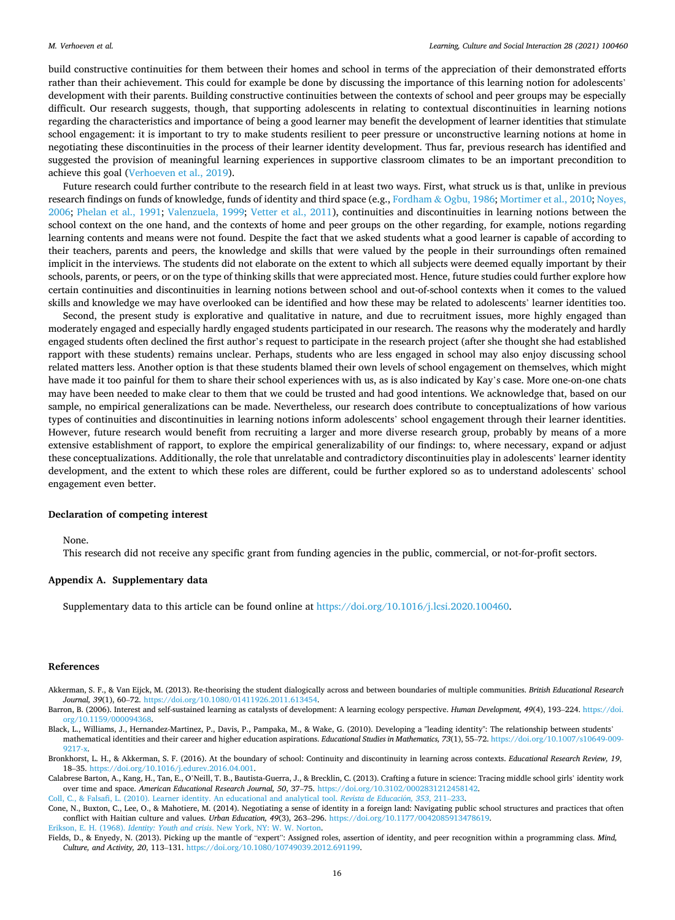build constructive continuities for them between their homes and school in terms of the appreciation of their demonstrated efforts rather than their achievement. This could for example be done by discussing the importance of this learning notion for adolescents' development with their parents. Building constructive continuities between the contexts of school and peer groups may be especially difficult. Our research suggests, though, that supporting adolescents in relating to contextual discontinuities in learning notions regarding the characteristics and importance of being a good learner may benefit the development of learner identities that stimulate school engagement: it is important to try to make students resilient to peer pressure or unconstructive learning notions at home in negotiating these discontinuities in the process of their learner identity development. Thus far, previous research has identified and suggested the provision of meaningful learning experiences in supportive classroom climates to be an important precondition to achieve this goal (Verhoeven et al., 2019).

Future research could further contribute to the research field in at least two ways. First, what struck us is that, unlike in previous research findings on funds of knowledge, funds of identity and third space (e.g., Fordham & Ogbu, 1986; Mortimer et al., 2010; Noyes, 2006; Phelan et al., 1991; Valenzuela, 1999; Vetter et al., 2011), continuities and discontinuities in learning notions between the school context on the one hand, and the contexts of home and peer groups on the other regarding, for example, notions regarding learning contents and means were not found. Despite the fact that we asked students what a good learner is capable of according to their teachers, parents and peers, the knowledge and skills that were valued by the people in their surroundings often remained implicit in the interviews. The students did not elaborate on the extent to which all subjects were deemed equally important by their schools, parents, or peers, or on the type of thinking skills that were appreciated most. Hence, future studies could further explore how certain continuities and discontinuities in learning notions between school and out-of-school contexts when it comes to the valued skills and knowledge we may have overlooked can be identified and how these may be related to adolescents' learner identities too.

Second, the present study is explorative and qualitative in nature, and due to recruitment issues, more highly engaged than moderately engaged and especially hardly engaged students participated in our research. The reasons why the moderately and hardly engaged students often declined the first author's request to participate in the research project (after she thought she had established rapport with these students) remains unclear. Perhaps, students who are less engaged in school may also enjoy discussing school related matters less. Another option is that these students blamed their own levels of school engagement on themselves, which might have made it too painful for them to share their school experiences with us, as is also indicated by Kay's case. More one-on-one chats may have been needed to make clear to them that we could be trusted and had good intentions. We acknowledge that, based on our sample, no empirical generalizations can be made. Nevertheless, our research does contribute to conceptualizations of how various types of continuities and discontinuities in learning notions inform adolescents' school engagement through their learner identities. However, future research would benefit from recruiting a larger and more diverse research group, probably by means of a more extensive establishment of rapport, to explore the empirical generalizability of our findings: to, where necessary, expand or adjust these conceptualizations. Additionally, the role that unrelatable and contradictory discontinuities play in adolescents' learner identity development, and the extent to which these roles are different, could be further explored so as to understand adolescents' school engagement even better.

### Declaration of competing interest

None.

This research did not receive any specific grant from funding agencies in the public, commercial, or not-for-profit sectors.

### Appendix A. Supplementary data

Supplementary data to this article can be found online at https://doi.org/10.1016/j.lcsi.2020.100460.

### References

Akkerman, S. F., & Van Eijck, M. (2013). Re-theorising the student dialogically across and between boundaries of multiple communities. *British Educational Research Journal, 39*(1), 60–72. https://doi.org/10.1080/01411926.2011.613454.

Barron, B. (2006). Interest and self-sustained learning as catalysts of development: A learning ecology perspective. *Human Development, 49*(4), 193–224. https://doi.org/10.1159/000094368.

Black, L., Williams, J., Hernandez-Martinez, P., Davis, P., Pampaka, M., & Wake, G. (2010). Developing a "leading identity": The relationship between students' mathematical identities and their career and higher education aspirations. *Educational Studies in Mathematics, 73*(1), 55–72. https://doi.org/10.1007/s10649-009-9217-x.

Bronkhorst, L. H., & Akkerman, S. F. (2016). At the boundary of school: Continuity and discontinuity in learning across contexts. *Educational Research Review, 19*, 18–35. https://doi.org/10.1016/j.edurev.2016.04.001.

Calabrese Barton, A., Kang, H., Tan, E., O'Neill, T. B., Bautista-Guerra, J., & Brecklin, C. (2013). Crafting a future in science: Tracing middle school girls' identity work over time and space. *American Educational Research Journal, 50*, 37–75. https://doi.org/10.3102/0002831212458142.

Coll, C., & Falsafi, L. (2010). Learner identity. An educational and analytical tool. *Revista de Educación, 353*, 211–233.

Cone, N., Buxton, C., Lee, O., & Mahotiere, M. (2014). Negotiating a sense of identity in a foreign land: Navigating public school structures and practices that often conflict with Haitian culture and values. *Urban Education, 49*(3), 263–296. https://doi.org/10.1177/0042085913478619.

Erikson, E. H. (1968). *Identity: Youth and crisis*. New York, NY: W. W. Norton.

Fields, D., & Enyedy, N. (2013). Picking up the mantle of "expert": Assigned roles, assertion of identity, and peer recognition within a programming class. *Mind, Culture, and Activity, 20*, 113–131. https://doi.org/10.1080/10749039.2012.691199.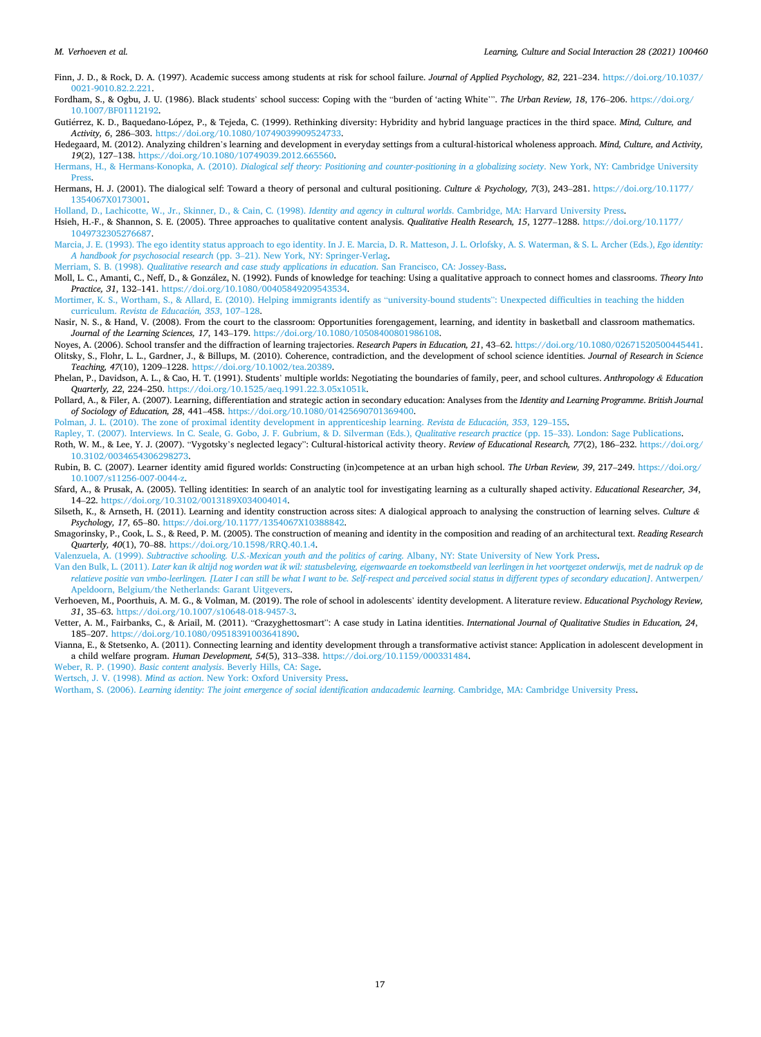Finn, J. D., & Rock, D. A. (1997). Academic success among students at risk for school failure. *Journal of Applied Psychology, 82*, 221–234. https://doi.org/10.1037/0021-9010.82.2.221.

Fordham, S., & Ogbu, J. U. (1986). Black students' school success: Coping with the "burden of 'acting White'". *The Urban Review, 18*, 176–206. https://doi.org/10.1007/BF01112192.

Gutiérrez, K. D., Baquedano-López, P., & Tejeda, C. (1999). Rethinking diversity: Hybridity and hybrid language practices in the third space. *Mind, Culture, and Activity, 6*, 286–303. https://doi.org/10.1080/10749039909524733.

Hedegaard, M. (2012). Analyzing children's learning and development in everyday settings from a cultural-historical wholeness approach. *Mind, Culture, and Activity, 19*(2), 127–138. https://doi.org/10.1080/10749039.2012.665560.

Hermans, H., & Hermans-Konopka, A. (2010). *Dialogical self theory: Positioning and counter-positioning in a globalizing society*. New York, NY: Cambridge University Press.

Hermans, H. J. (2001). The dialogical self: Toward a theory of personal and cultural positioning. *Culture & Psychology, 7*(3), 243–281. https://doi.org/10.1177/1354067X0173001.

Holland, D., Lachicotte, W., Jr., Skinner, D., & Cain, C. (1998). *Identity and agency in cultural worlds*. Cambridge, MA: Harvard University Press.

Hsieh, H.-F., & Shannon, S. E. (2005). Three approaches to qualitative content analysis. *Qualitative Health Research, 15*, 1277–1288. https://doi.org/10.1177/1049732305276687.

Marcia, J. E. (1993). The ego identity status approach to ego identity. In J. E. Marcia, D. R. Matteson, J. L. Orlofsky, A. S. Waterman, & S. L. Archer (Eds.), *Ego identity: A handbook for psychosocial research* (pp. 3–21). New York, NY: Springer-Verlag.

Merriam, S. B. (1998). *Qualitative research and case study applications in education*. San Francisco, CA: Jossey-Bass.

Moll, L. C., Amanti, C., Neff, D., & González, N. (1992). Funds of knowledge for teaching: Using a qualitative approach to connect homes and classrooms. *Theory Into Practice, 31*, 132–141. https://doi.org/10.1080/00405849209543534.

Mortimer, K. S., Wortham, S., & Allard, E. (2010). Helping immigrants identify as "university-bound students": Unexpected difficulties in teaching the hidden curriculum. *Revista de Educación, 353*, 107–128.

Nasir, N. S., & Hand, V. (2008). From the court to the classroom: Opportunities forengagement, learning, and identity in basketball and classroom mathematics. *Journal of the Learning Sciences, 17*, 143–179. https://doi.org/10.1080/10508400801986108.

Noyes, A. (2006). School transfer and the diffraction of learning trajectories. *Research Papers in Education, 21*, 43–62. https://doi.org/10.1080/02671520500445441.

Olitsky, S., Flohr, L. L., Gardner, J., & Billups, M. (2010). Coherence, contradiction, and the development of school science identities. *Journal of Research in Science Teaching, 47*(10), 1209–1228. https://doi.org/10.1002/tea.20389.

Phelan, P., Davidson, A. L., & Cao, H. T. (1991). Students' multiple worlds: Negotiating the boundaries of family, peer, and school cultures. *Anthropology & Education Quarterly, 22*, 224–250. https://doi.org/10.1525/aeq.1991.22.3.05x1051k.

Pollard, A., & Filer, A. (2007). Learning, differentiation and strategic action in secondary education: Analyses from the *Identity and Learning Programme*. *British Journal of Sociology of Education, 28*, 441–458. https://doi.org/10.1080/01425690701369400.

Polman, J. L. (2010). The zone of proximal identity development in apprenticeship learning. *Revista de Educación, 353*, 129–155.

Rapley, T. (2007). Interviews. In C. Seale, G. Gobo, J. F. Gubrium, & D. Silverman (Eds.), *Qualitative research practice* (pp. 15–33). London: Sage Publications.

Roth, W. M., & Lee, Y. J. (2007). "Vygotsky's neglected legacy": Cultural-historical activity theory. *Review of Educational Research, 77*(2), 186–232. https://doi.org/10.3102/0034654306298273.

Rubin, B. C. (2007). Learner identity amid figured worlds: Constructing (in)competence at an urban high school. *The Urban Review, 39*, 217–249. https://doi.org/10.1007/s11256-007-0044-z.

Sfard, A., & Prusak, A. (2005). Telling identities: In search of an analytic tool for investigating learning as a culturally shaped activity. *Educational Researcher, 34*, 14–22. https://doi.org/10.3102/0013189X034004014.

Silseth, K., & Arnseth, H. (2011). Learning and identity construction across sites: A dialogical approach to analysing the construction of learning selves. *Culture & Psychology, 17*, 65–80. https://doi.org/10.1177/1354067X10388842.

Smagorinsky, P., Cook, L. S., & Reed, P. M. (2005). The construction of meaning and identity in the composition and reading of an architectural text. *Reading Research Quarterly, 40*(1), 70–88. https://doi.org/10.1598/RRQ.40.1.4.

Valenzuela, A. (1999). *Subtractive schooling. U.S.-Mexican youth and the politics of caring*. Albany, NY: State University of New York Press.

Van den Bulk, L. (2011). *Later kan ik altijd nog worden wat ik wil: statusbeleving, eigenwaarde en toekomstbeeld van leerlingen in het voortgezet onderwijs, met de nadruk op de relatieve positie van vmbo-leerlingen. [Later I can still be what I want to be. Self-respect and perceived social status in different types of secondary education]*. Antwerpen/Apeldoorn, Belgium/the Netherlands: Garant Uitgevers.

Verhoeven, M., Poorthuis, A. M. G., & Volman, M. (2019). The role of school in adolescents' identity development. A literature review. *Educational Psychology Review, 31*, 35–63. https://doi.org/10.1007/s10648-018-9457-3.

Vetter, A. M., Fairbanks, C., & Ariail, M. (2011). "Crazyghettosmart": A case study in Latina identities. *International Journal of Qualitative Studies in Education, 24*, 185–207. https://doi.org/10.1080/09518391003641890.

Vianna, E., & Stetsenko, A. (2011). Connecting learning and identity development through a transformative activist stance: Application in adolescent development in a child welfare program. *Human Development, 54*(5), 313–338. https://doi.org/10.1159/000331484.

Weber, R. P. (1990). *Basic content analysis*. Beverly Hills, CA: Sage.

Wertsch, J. V. (1998). *Mind as action*. New York: Oxford University Press.

Wortham, S. (2006). *Learning identity: The joint emergence of social identification andacademic learning*. Cambridge, MA: Cambridge University Press.